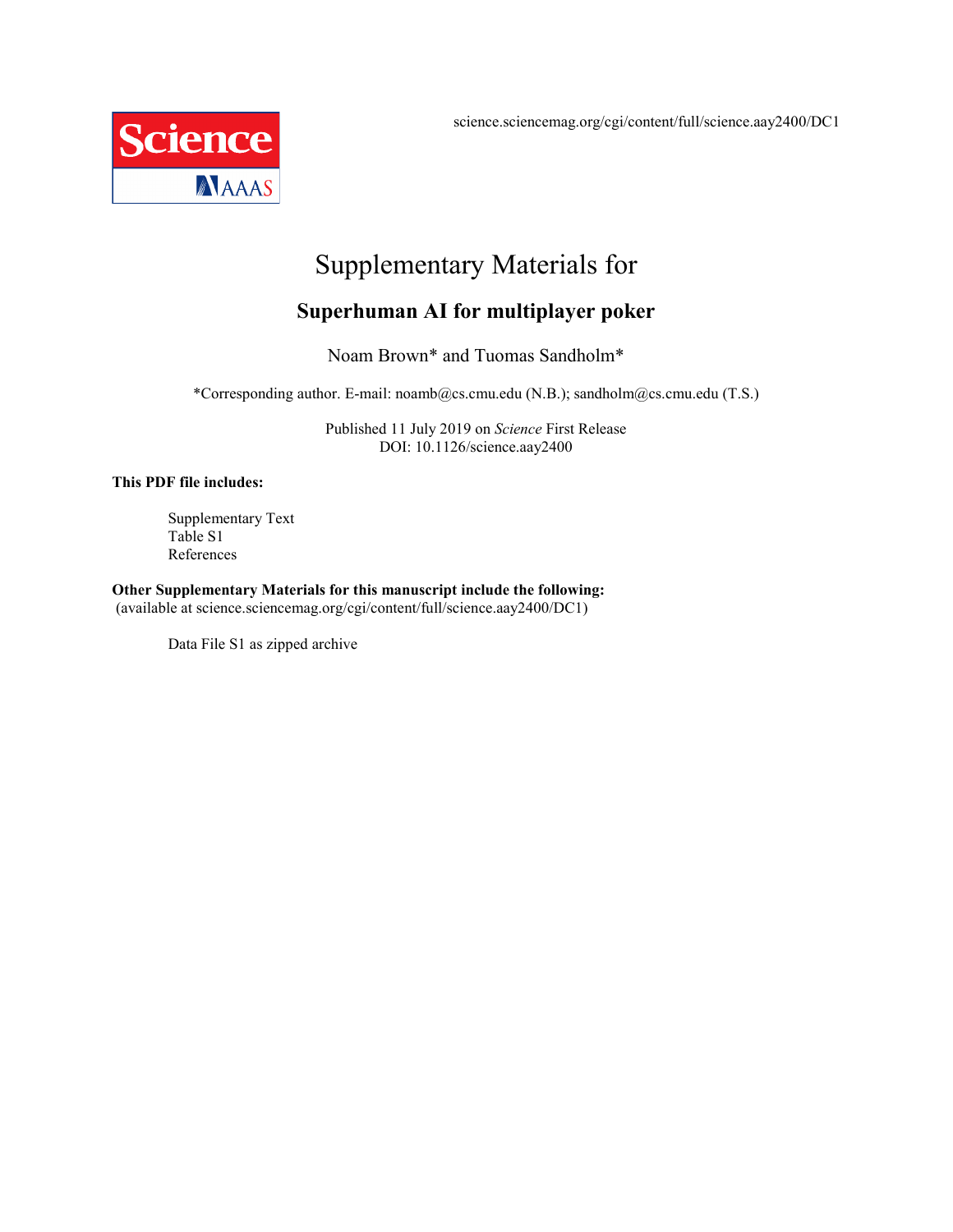science.sciencemag.org/cgi/content/full/science.aay2400/DC1

# Supplementary Materials for

## Superhuman AI for multiplayer poker

Noam Brown* and Tuomas Sandholm*

*Corresponding author. E-mail: noamb@cs.cmu.edu (N.B.); sandholm@cs.cmu.edu (T.S.)

Published 11 July 2019 on *Science* First Release
DOI: 10.1126/science.aay2400

**This PDF file includes:**

Supplementary Text
Table S1
References

**Other Supplementary Materials for this manuscript include the following:**
(available at science.sciencemag.org/cgi/content/full/science.aay2400/DC1)

Data File S1 as zipped archive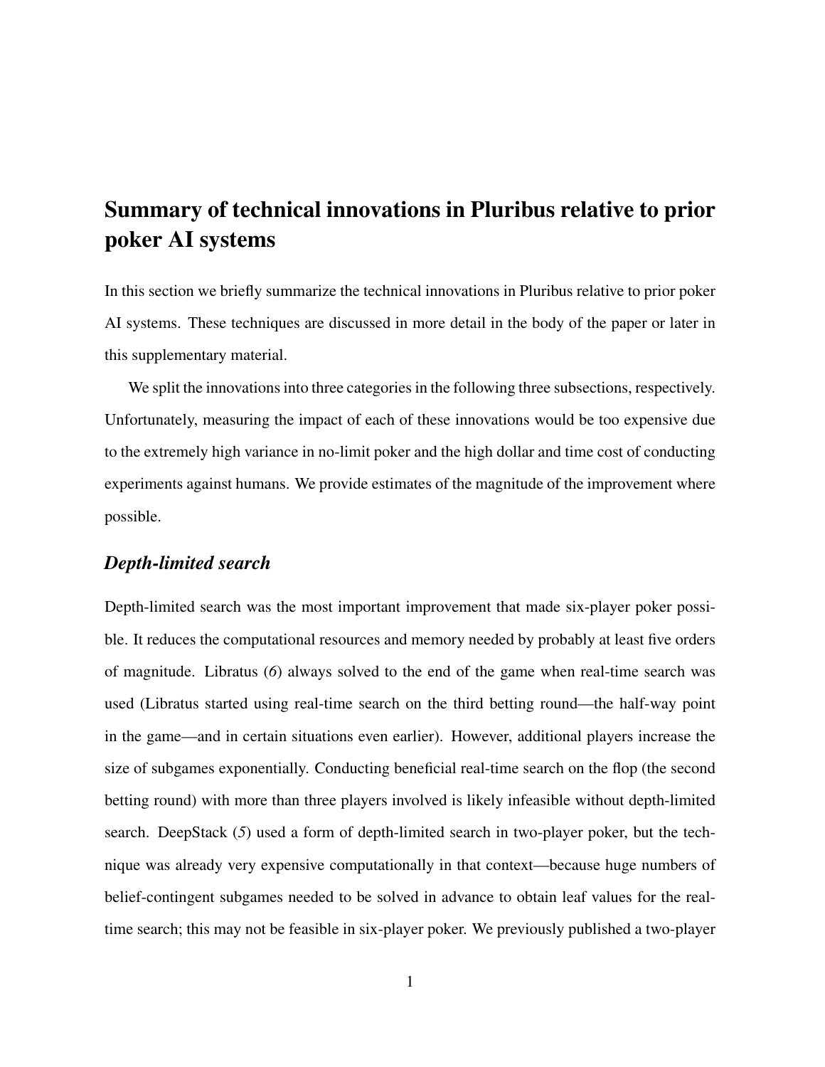# Summary of technical innovations in Pluribus relative to prior poker AI systems

In this section we briefly summarize the technical innovations in Pluribus relative to prior poker AI systems. These techniques are discussed in more detail in the body of the paper or later in this supplementary material.

We split the innovations into three categories in the following three subsections, respectively. Unfortunately, measuring the impact of each of these innovations would be too expensive due to the extremely high variance in no-limit poker and the high dollar and time cost of conducting experiments against humans. We provide estimates of the magnitude of the improvement where possible.

## *Depth-limited search*

Depth-limited search was the most important improvement that made six-player poker possible. It reduces the computational resources and memory needed by probably at least five orders of magnitude. Libratus (*6*) always solved to the end of the game when real-time search was used (Libratus started using real-time search on the third betting round—the half-way point in the game—and in certain situations even earlier). However, additional players increase the size of subgames exponentially. Conducting beneficial real-time search on the flop (the second betting round) with more than three players involved is likely infeasible without depth-limited search. DeepStack (*5*) used a form of depth-limited search in two-player poker, but the technique was already very expensive computationally in that context—because huge numbers of belief-contingent subgames needed to be solved in advance to obtain leaf values for the real-time search; this may not be feasible in six-player poker. We previously published a two-player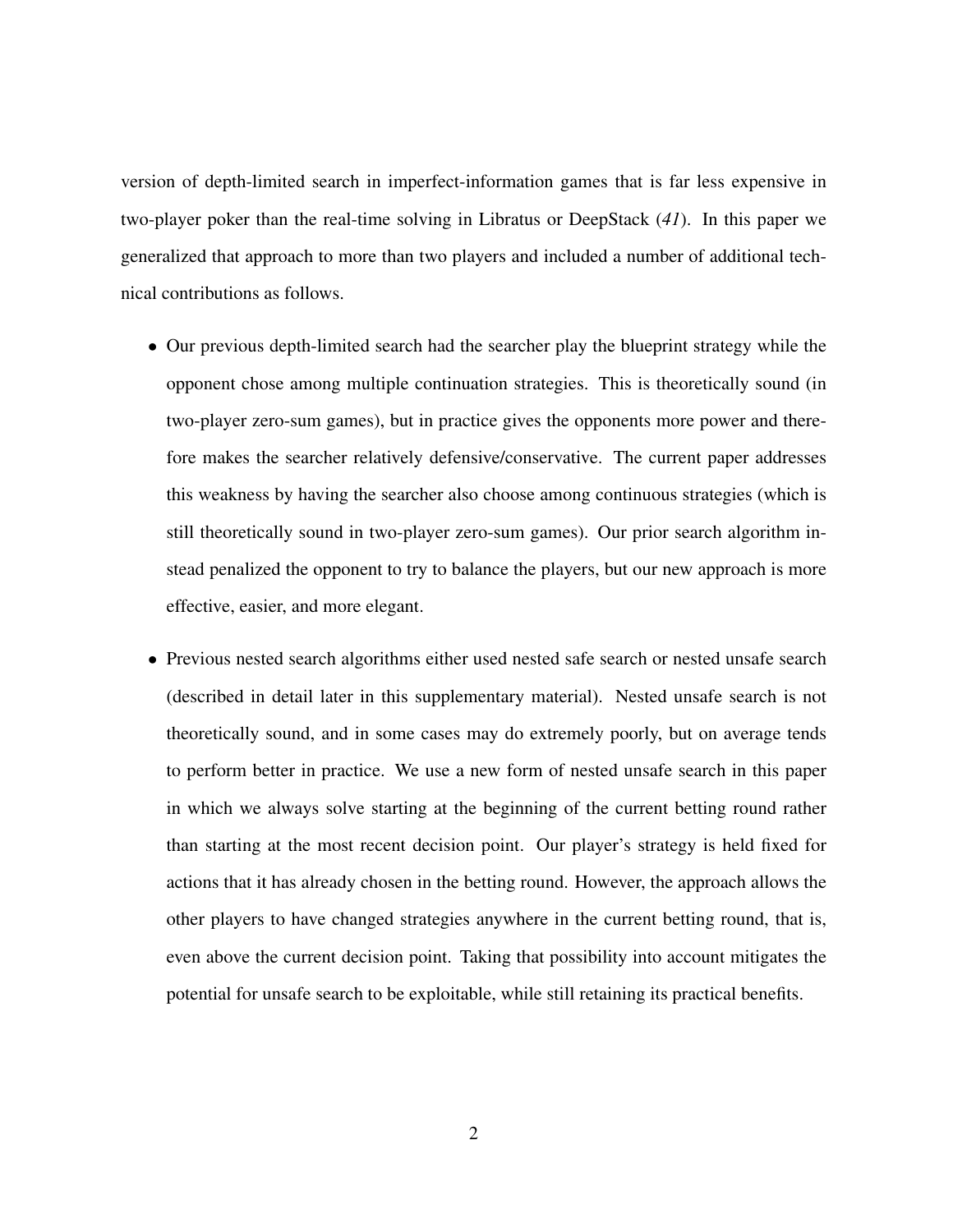version of depth-limited search in imperfect-information games that is far less expensive in two-player poker than the real-time solving in Libratus or DeepStack (*41*). In this paper we generalized that approach to more than two players and included a number of additional technical contributions as follows.

- Our previous depth-limited search had the searcher play the blueprint strategy while the opponent chose among multiple continuation strategies. This is theoretically sound (in two-player zero-sum games), but in practice gives the opponents more power and therefore makes the searcher relatively defensive/conservative. The current paper addresses this weakness by having the searcher also choose among continuous strategies (which is still theoretically sound in two-player zero-sum games). Our prior search algorithm instead penalized the opponent to try to balance the players, but our new approach is more effective, easier, and more elegant.

- Previous nested search algorithms either used nested safe search or nested unsafe search (described in detail later in this supplementary material). Nested unsafe search is not theoretically sound, and in some cases may do extremely poorly, but on average tends to perform better in practice. We use a new form of nested unsafe search in this paper in which we always solve starting at the beginning of the current betting round rather than starting at the most recent decision point. Our player's strategy is held fixed for actions that it has already chosen in the betting round. However, the approach allows the other players to have changed strategies anywhere in the current betting round, that is, even above the current decision point. Taking that possibility into account mitigates the potential for unsafe search to be exploitable, while still retaining its practical benefits.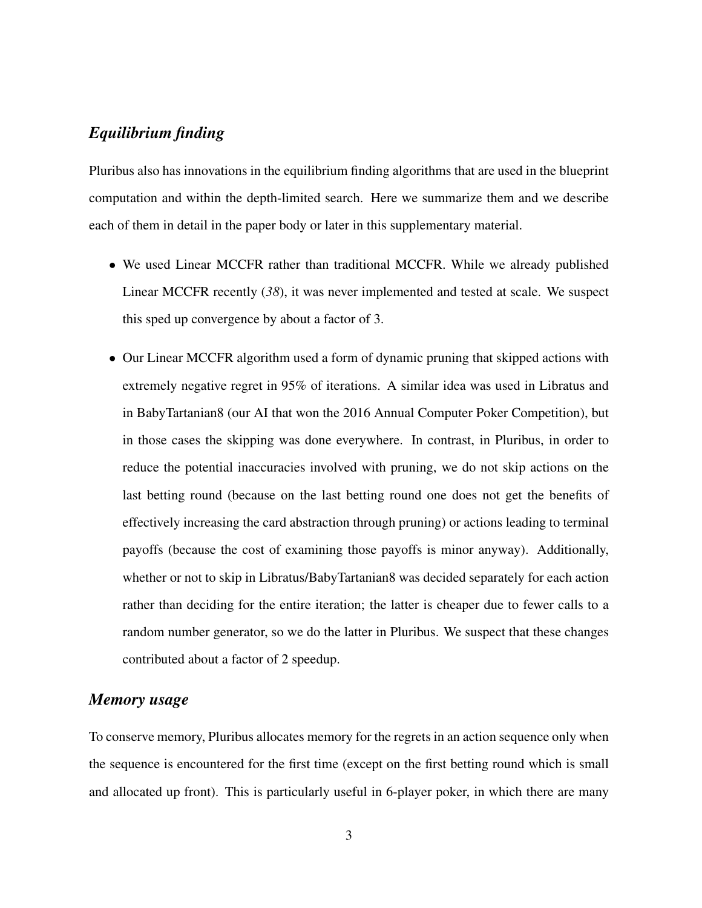### *Equilibrium finding*

Pluribus also has innovations in the equilibrium finding algorithms that are used in the blueprint computation and within the depth-limited search. Here we summarize them and we describe each of them in detail in the paper body or later in this supplementary material.

- We used Linear MCCFR rather than traditional MCCFR. While we already published Linear MCCFR recently (*38*), it was never implemented and tested at scale. We suspect this sped up convergence by about a factor of 3.
- Our Linear MCCFR algorithm used a form of dynamic pruning that skipped actions with extremely negative regret in 95% of iterations. A similar idea was used in Libratus and in BabyTartanian8 (our AI that won the 2016 Annual Computer Poker Competition), but in those cases the skipping was done everywhere. In contrast, in Pluribus, in order to reduce the potential inaccuracies involved with pruning, we do not skip actions on the last betting round (because on the last betting round one does not get the benefits of effectively increasing the card abstraction through pruning) or actions leading to terminal payoffs (because the cost of examining those payoffs is minor anyway). Additionally, whether or not to skip in Libratus/BabyTartanian8 was decided separately for each action rather than deciding for the entire iteration; the latter is cheaper due to fewer calls to a random number generator, so we do the latter in Pluribus. We suspect that these changes contributed about a factor of 2 speedup.

### *Memory usage*

To conserve memory, Pluribus allocates memory for the regrets in an action sequence only when the sequence is encountered for the first time (except on the first betting round which is small and allocated up front). This is particularly useful in 6-player poker, in which there are many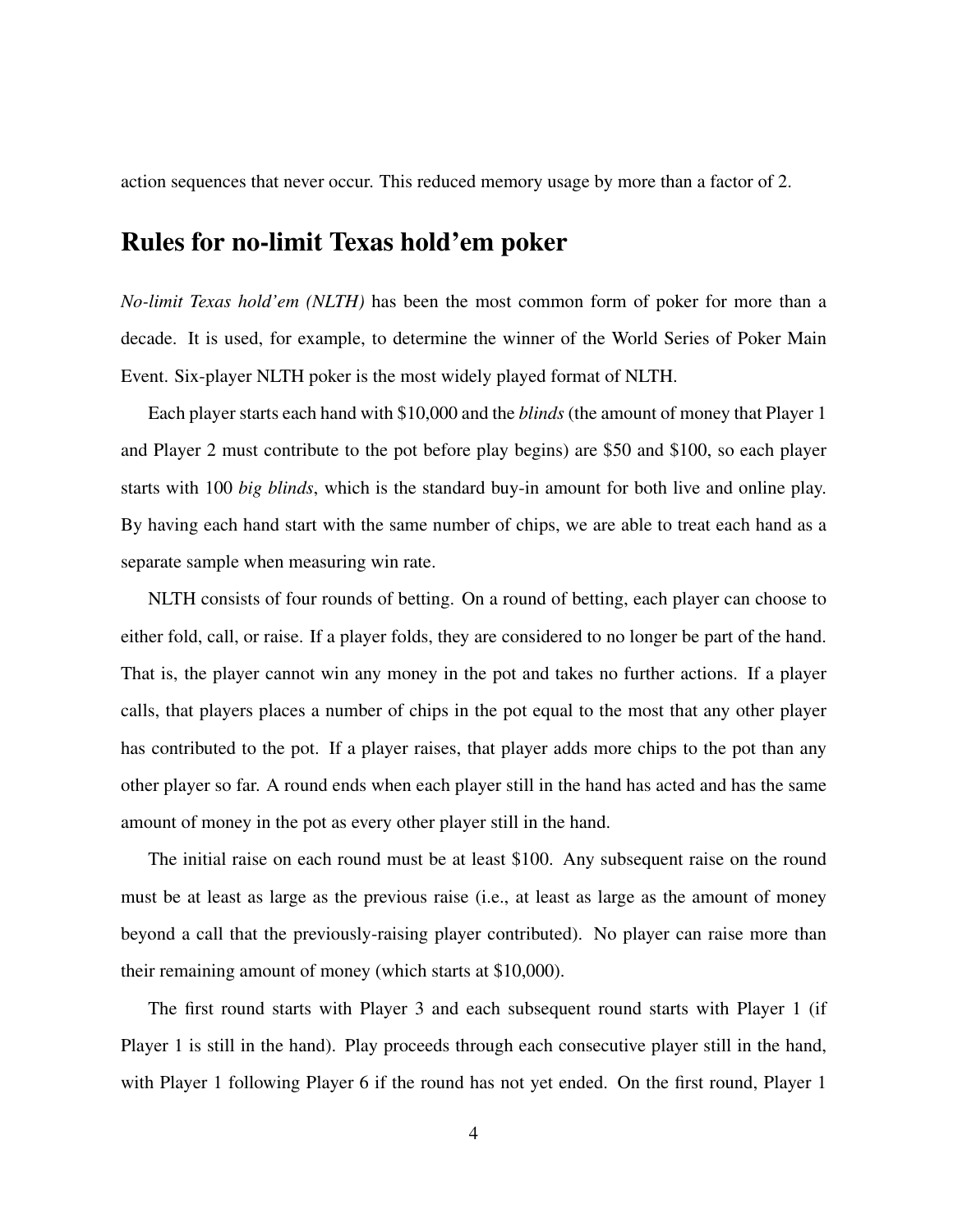action sequences that never occur. This reduced memory usage by more than a factor of 2.

## Rules for no-limit Texas hold'em poker

*No-limit Texas hold'em (NLTH)* has been the most common form of poker for more than a decade. It is used, for example, to determine the winner of the World Series of Poker Main Event. Six-player NLTH poker is the most widely played format of NLTH.

Each player starts each hand with $10,000 and the *blinds* (the amount of money that Player 1 and Player 2 must contribute to the pot before play begins) are $50 and $100, so each player starts with 100 *big blinds*, which is the standard buy-in amount for both live and online play. By having each hand start with the same number of chips, we are able to treat each hand as a separate sample when measuring win rate.

NLTH consists of four rounds of betting. On a round of betting, each player can choose to either fold, call, or raise. If a player folds, they are considered to no longer be part of the hand. That is, the player cannot win any money in the pot and takes no further actions. If a player calls, that players places a number of chips in the pot equal to the most that any other player has contributed to the pot. If a player raises, that player adds more chips to the pot than any other player so far. A round ends when each player still in the hand has acted and has the same amount of money in the pot as every other player still in the hand.

The initial raise on each round must be at least $100. Any subsequent raise on the round must be at least as large as the previous raise (i.e., at least as large as the amount of money beyond a call that the previously-raising player contributed). No player can raise more than their remaining amount of money (which starts at $10,000).

The first round starts with Player 3 and each subsequent round starts with Player 1 (if Player 1 is still in the hand). Play proceeds through each consecutive player still in the hand, with Player 1 following Player 6 if the round has not yet ended. On the first round, Player 1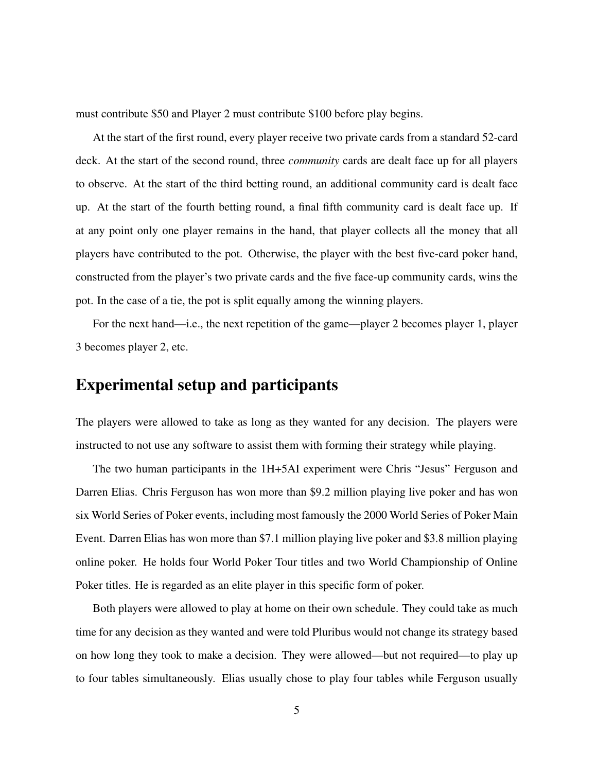must contribute $50 and Player 2 must contribute $100 before play begins.

At the start of the first round, every player receive two private cards from a standard 52-card deck. At the start of the second round, three *community* cards are dealt face up for all players to observe. At the start of the third betting round, an additional community card is dealt face up. At the start of the fourth betting round, a final fifth community card is dealt face up. If at any point only one player remains in the hand, that player collects all the money that all players have contributed to the pot. Otherwise, the player with the best five-card poker hand, constructed from the player's two private cards and the five face-up community cards, wins the pot. In the case of a tie, the pot is split equally among the winning players.

For the next hand—i.e., the next repetition of the game—player 2 becomes player 1, player 3 becomes player 2, etc.

## Experimental setup and participants

The players were allowed to take as long as they wanted for any decision. The players were instructed to not use any software to assist them with forming their strategy while playing.

The two human participants in the 1H+5AI experiment were Chris "Jesus" Ferguson and Darren Elias. Chris Ferguson has won more than $9.2 million playing live poker and has won six World Series of Poker events, including most famously the 2000 World Series of Poker Main Event. Darren Elias has won more than $7.1 million playing live poker and $3.8 million playing online poker. He holds four World Poker Tour titles and two World Championship of Online Poker titles. He is regarded as an elite player in this specific form of poker.

Both players were allowed to play at home on their own schedule. They could take as much time for any decision as they wanted and were told Pluribus would not change its strategy based on how long they took to make a decision. They were allowed—but not required—to play up to four tables simultaneously. Elias usually chose to play four tables while Ferguson usually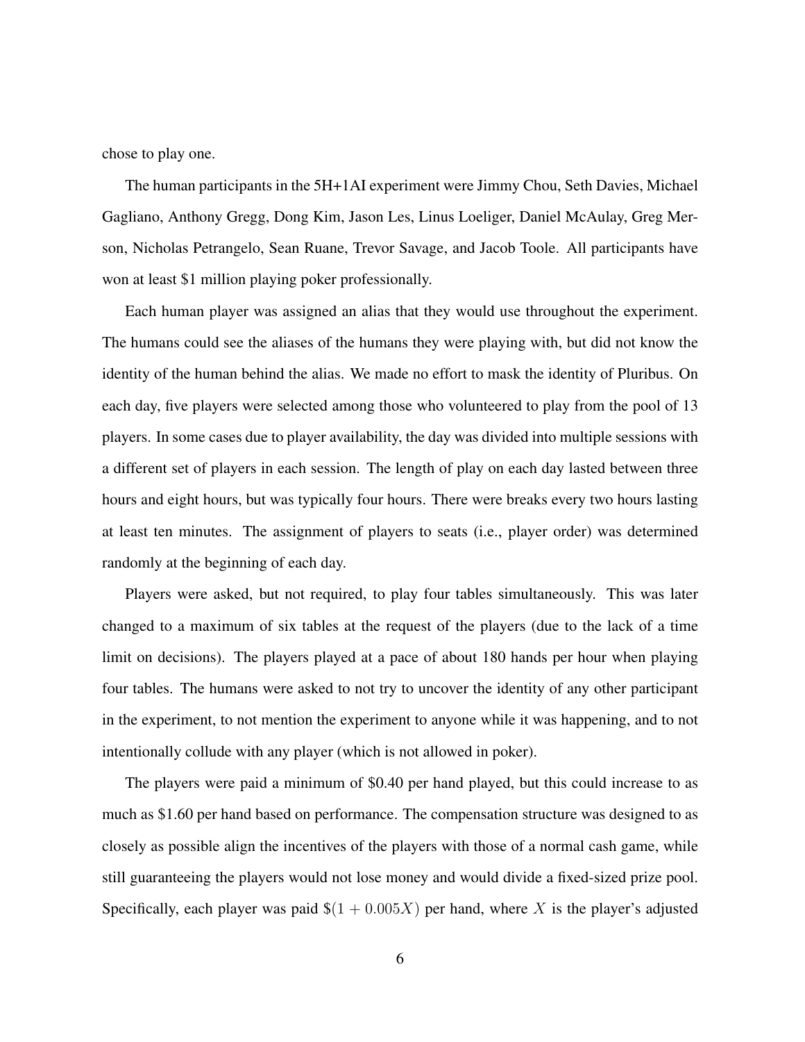chose to play one.

The human participants in the 5H+1AI experiment were Jimmy Chou, Seth Davies, Michael Gagliano, Anthony Gregg, Dong Kim, Jason Les, Linus Loeliger, Daniel McAulay, Greg Merson, Nicholas Petrangelo, Sean Ruane, Trevor Savage, and Jacob Toole. All participants have won at least $1 million playing poker professionally.

Each human player was assigned an alias that they would use throughout the experiment. The humans could see the aliases of the humans they were playing with, but did not know the identity of the human behind the alias. We made no effort to mask the identity of Pluribus. On each day, five players were selected among those who volunteered to play from the pool of 13 players. In some cases due to player availability, the day was divided into multiple sessions with a different set of players in each session. The length of play on each day lasted between three hours and eight hours, but was typically four hours. There were breaks every two hours lasting at least ten minutes. The assignment of players to seats (i.e., player order) was determined randomly at the beginning of each day.

Players were asked, but not required, to play four tables simultaneously. This was later changed to a maximum of six tables at the request of the players (due to the lack of a time limit on decisions). The players played at a pace of about 180 hands per hour when playing four tables. The humans were asked to not try to uncover the identity of any other participant in the experiment, to not mention the experiment to anyone while it was happening, and to not intentionally collude with any player (which is not allowed in poker).

The players were paid a minimum of $0.40 per hand played, but this could increase to as much as $1.60 per hand based on performance. The compensation structure was designed to as closely as possible align the incentives of the players with those of a normal cash game, while still guaranteeing the players would not lose money and would divide a fixed-sized prize pool. Specifically, each player was paid $\$(1 + 0.005X)$ per hand, where $X$ is the player's adjusted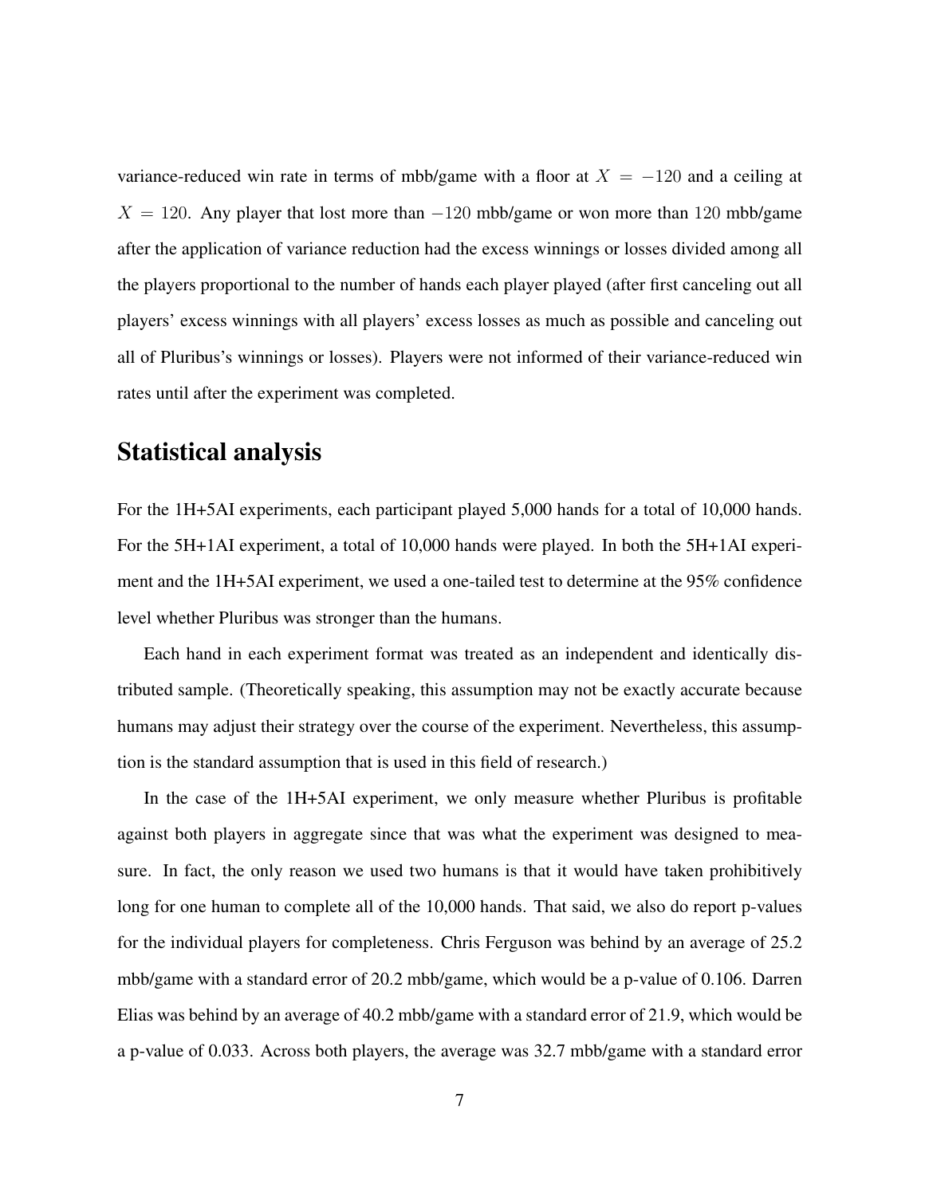variance-reduced win rate in terms of mbb/game with a floor at $X = -120$ and a ceiling at $X = 120$. Any player that lost more than $-120$ mbb/game or won more than $120$ mbb/game after the application of variance reduction had the excess winnings or losses divided among all the players proportional to the number of hands each player played (after first canceling out all players' excess winnings with all players' excess losses as much as possible and canceling out all of Pluribus's winnings or losses). Players were not informed of their variance-reduced win rates until after the experiment was completed.

## Statistical analysis

For the 1H+5AI experiments, each participant played 5,000 hands for a total of 10,000 hands. For the 5H+1AI experiment, a total of 10,000 hands were played. In both the 5H+1AI experiment and the 1H+5AI experiment, we used a one-tailed test to determine at the 95% confidence level whether Pluribus was stronger than the humans.

Each hand in each experiment format was treated as an independent and identically distributed sample. (Theoretically speaking, this assumption may not be exactly accurate because humans may adjust their strategy over the course of the experiment. Nevertheless, this assumption is the standard assumption that is used in this field of research.)

In the case of the 1H+5AI experiment, we only measure whether Pluribus is profitable against both players in aggregate since that was what the experiment was designed to measure. In fact, the only reason we used two humans is that it would have taken prohibitively long for one human to complete all of the 10,000 hands. That said, we also do report p-values for the individual players for completeness. Chris Ferguson was behind by an average of 25.2 mbb/game with a standard error of 20.2 mbb/game, which would be a p-value of 0.106. Darren Elias was behind by an average of 40.2 mbb/game with a standard error of 21.9, which would be a p-value of 0.033. Across both players, the average was 32.7 mbb/game with a standard error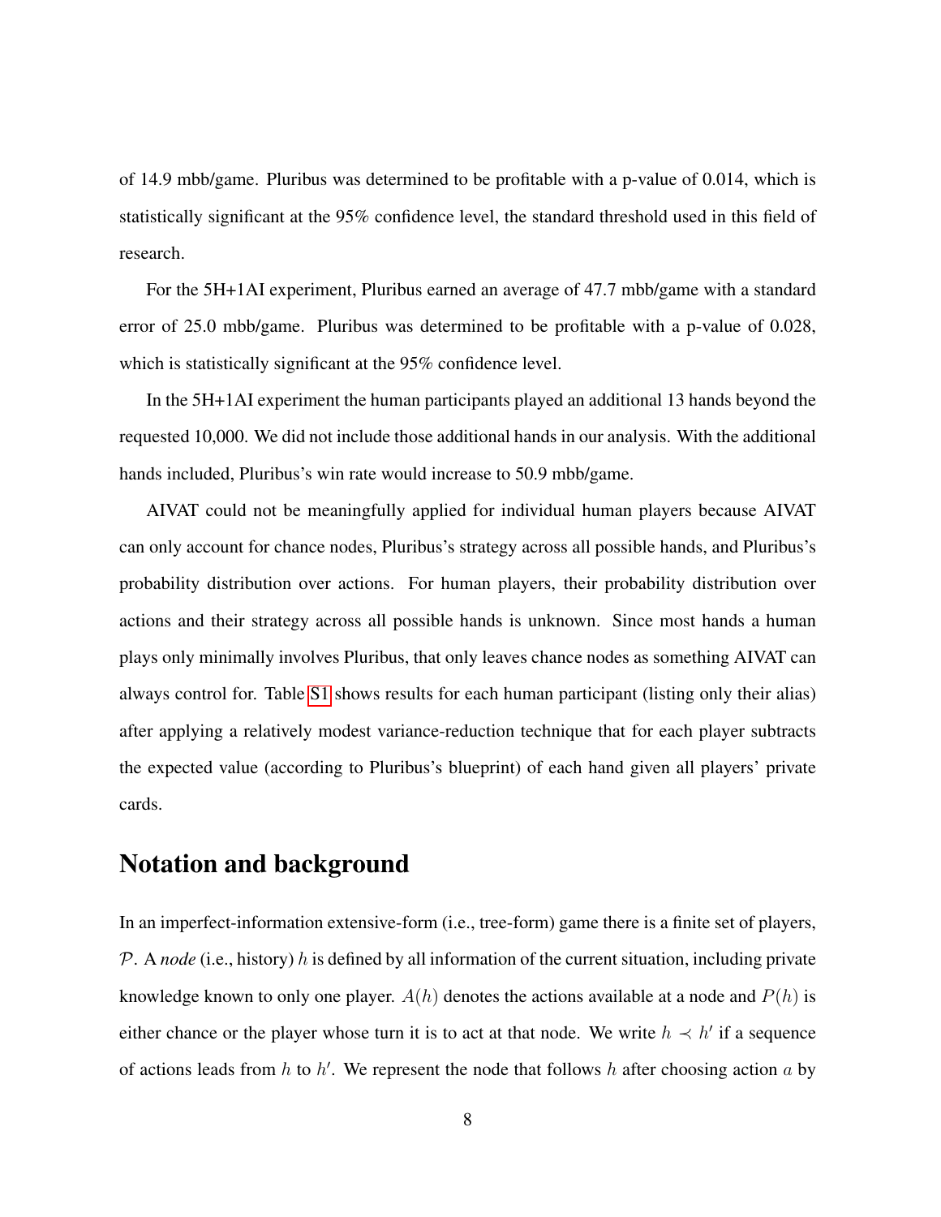of 14.9 mbb/game. Pluribus was determined to be profitable with a p-value of 0.014, which is statistically significant at the 95% confidence level, the standard threshold used in this field of research.

For the 5H+1AI experiment, Pluribus earned an average of 47.7 mbb/game with a standard error of 25.0 mbb/game. Pluribus was determined to be profitable with a p-value of 0.028, which is statistically significant at the 95% confidence level.

In the 5H+1AI experiment the human participants played an additional 13 hands beyond the requested 10,000. We did not include those additional hands in our analysis. With the additional hands included, Pluribus's win rate would increase to 50.9 mbb/game.

AIVAT could not be meaningfully applied for individual human players because AIVAT can only account for chance nodes, Pluribus's strategy across all possible hands, and Pluribus's probability distribution over actions. For human players, their probability distribution over actions and their strategy across all possible hands is unknown. Since most hands a human plays only minimally involves Pluribus, that only leaves chance nodes as something AIVAT can always control for. Table S1 shows results for each human participant (listing only their alias) after applying a relatively modest variance-reduction technique that for each player subtracts the expected value (according to Pluribus's blueprint) of each hand given all players' private cards.

## Notation and background

In an imperfect-information extensive-form (i.e., tree-form) game there is a finite set of players, $\mathcal{P}$. A *node* (i.e., history) $h$ is defined by all information of the current situation, including private knowledge known to only one player. $A(h)$ denotes the actions available at a node and $P(h)$ is either chance or the player whose turn it is to act at that node. We write $h \prec h'$ if a sequence of actions leads from $h$ to $h'$. We represent the node that follows $h$ after choosing action $a$ by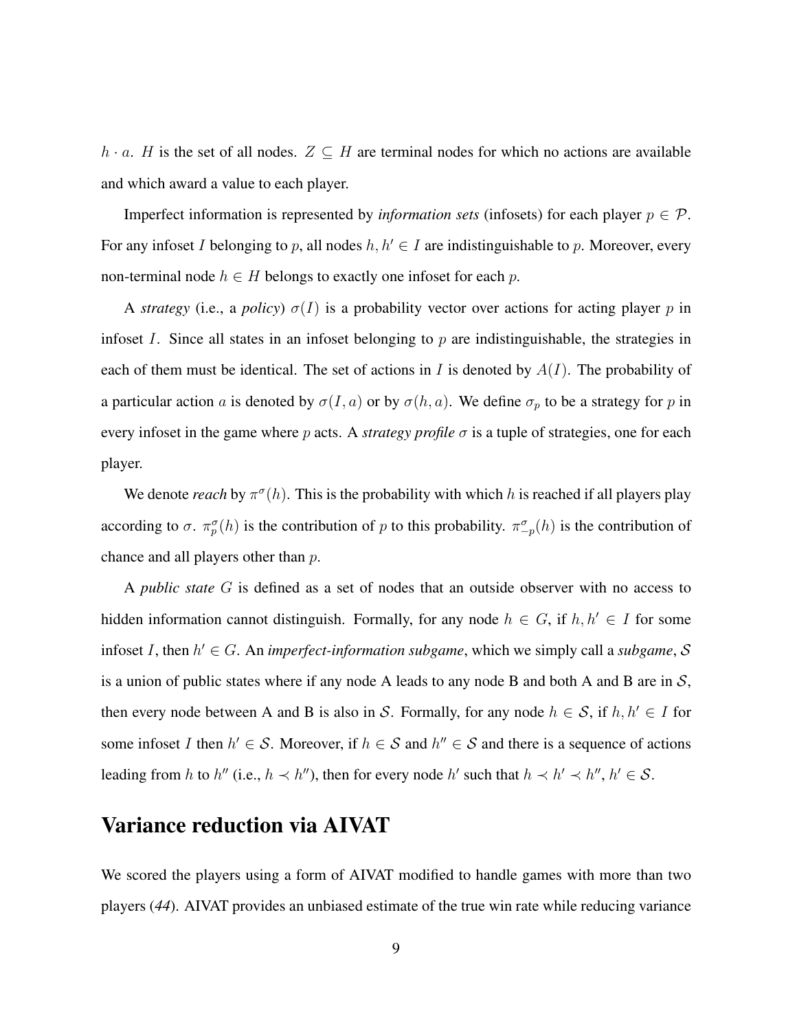$h \cdot a$. $H$ is the set of all nodes. $Z \subseteq H$ are terminal nodes for which no actions are available and which award a value to each player.

Imperfect information is represented by *information sets* (infosets) for each player $p \in \mathcal{P}$. For any infoset $I$ belonging to $p$, all nodes $h, h' \in I$ are indistinguishable to $p$. Moreover, every non-terminal node $h \in H$ belongs to exactly one infoset for each $p$.

A *strategy* (i.e., a *policy*) $\sigma(I)$ is a probability vector over actions for acting player $p$ in infoset $I$. Since all states in an infoset belonging to $p$ are indistinguishable, the strategies in each of them must be identical. The set of actions in $I$ is denoted by $A(I)$. The probability of a particular action $a$ is denoted by $\sigma(I, a)$ or by $\sigma(h, a)$. We define $\sigma_p$ to be a strategy for $p$ in every infoset in the game where $p$ acts. A *strategy profile* $\sigma$ is a tuple of strategies, one for each player.

We denote *reach* by $\pi^\sigma(h)$. This is the probability with which $h$ is reached if all players play according to $\sigma$. $\pi^\sigma_p(h)$ is the contribution of $p$ to this probability. $\pi^\sigma_{-p}(h)$ is the contribution of chance and all players other than $p$.

A *public state* $G$ is defined as a set of nodes that an outside observer with no access to hidden information cannot distinguish. Formally, for any node $h \in G$, if $h, h' \in I$ for some infoset $I$, then $h' \in G$. An *imperfect-information subgame*, which we simply call a *subgame*, $\mathcal{S}$ is a union of public states where if any node A leads to any node B and both A and B are in $\mathcal{S}$, then every node between A and B is also in $\mathcal{S}$. Formally, for any node $h \in \mathcal{S}$, if $h, h' \in I$ for some infoset $I$ then $h' \in \mathcal{S}$. Moreover, if $h \in \mathcal{S}$ and $h'' \in \mathcal{S}$ and there is a sequence of actions leading from $h$ to $h''$ (i.e., $h \prec h''$), then for every node $h'$ such that $h \prec h' \prec h''$, $h' \in \mathcal{S}$.

## Variance reduction via AIVAT

We scored the players using a form of AIVAT modified to handle games with more than two players (*44*). AIVAT provides an unbiased estimate of the true win rate while reducing variance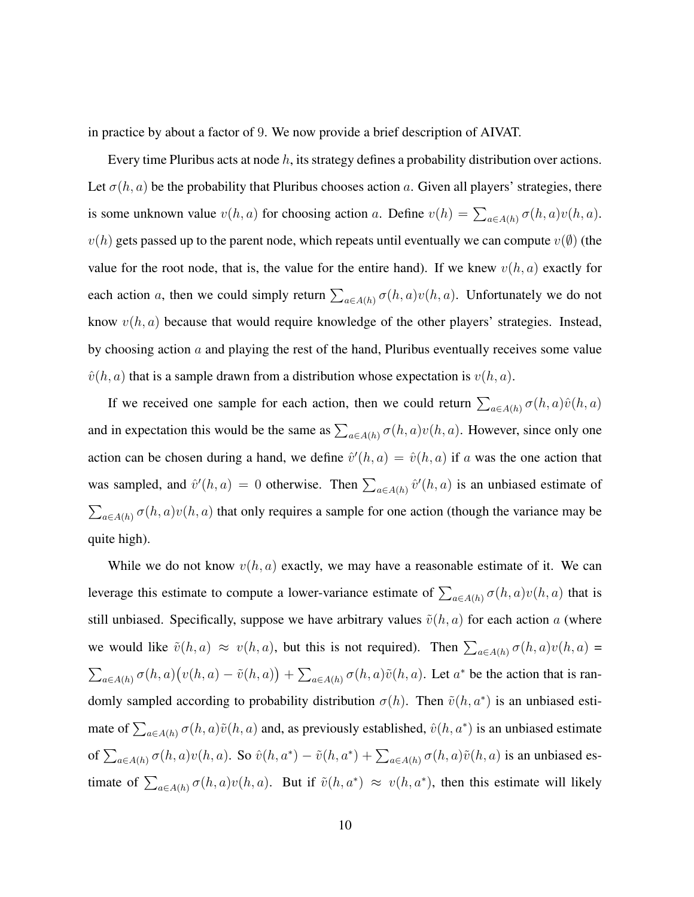in practice by about a factor of 9. We now provide a brief description of AIVAT.

Every time Pluribus acts at node $h$, its strategy defines a probability distribution over actions. Let $\sigma(h, a)$ be the probability that Pluribus chooses action $a$. Given all players' strategies, there is some unknown value $v(h, a)$ for choosing action $a$. Define $v(h) = \sum_{a \in A(h)} \sigma(h, a) v(h, a)$. $v(h)$ gets passed up to the parent node, which repeats until eventually we can compute $v(\emptyset)$ (the value for the root node, that is, the value for the entire hand). If we knew $v(h, a)$ exactly for each action $a$, then we could simply return $\sum_{a \in A(h)} \sigma(h, a) v(h, a)$. Unfortunately we do not know $v(h, a)$ because that would require knowledge of the other players' strategies. Instead, by choosing action $a$ and playing the rest of the hand, Pluribus eventually receives some value $\hat{v}(h, a)$ that is a sample drawn from a distribution whose expectation is $v(h, a)$.

If we received one sample for each action, then we could return $\sum_{a \in A(h)} \sigma(h, a) \hat{v}(h, a)$ and in expectation this would be the same as $\sum_{a \in A(h)} \sigma(h, a) v(h, a)$. However, since only one action can be chosen during a hand, we define $\hat{v}'(h, a) = \hat{v}(h, a)$ if $a$ was the one action that was sampled, and $\hat{v}'(h, a) = 0$ otherwise. Then $\sum_{a \in A(h)} \hat{v}'(h, a)$ is an unbiased estimate of $\sum_{a \in A(h)} \sigma(h, a) v(h, a)$ that only requires a sample for one action (though the variance may be quite high).

While we do not know $v(h, a)$ exactly, we may have a reasonable estimate of it. We can leverage this estimate to compute a lower-variance estimate of $\sum_{a \in A(h)} \sigma(h, a) v(h, a)$ that is still unbiased. Specifically, suppose we have arbitrary values $\tilde{v}(h, a)$ for each action $a$ (where we would like $\tilde{v}(h, a) \approx v(h, a)$, but this is not required). Then $\sum_{a \in A(h)} \sigma(h, a) v(h, a) = \sum_{a \in A(h)} \sigma(h, a) \big(v(h, a) - \tilde{v}(h, a)\big) + \sum_{a \in A(h)} \sigma(h, a) \tilde{v}(h, a)$. Let $a^*$ be the action that is randomly sampled according to probability distribution $\sigma(h)$. Then $\tilde{v}(h, a^*)$ is an unbiased estimate of $\sum_{a \in A(h)} \sigma(h, a) \tilde{v}(h, a)$ and, as previously established, $\hat{v}(h, a^*)$ is an unbiased estimate of $\sum_{a \in A(h)} \sigma(h, a) v(h, a)$. So $\hat{v}(h, a^*) - \tilde{v}(h, a^*) + \sum_{a \in A(h)} \sigma(h, a) \tilde{v}(h, a)$ is an unbiased estimate of $\sum_{a \in A(h)} \sigma(h, a) v(h, a)$. But if $\tilde{v}(h, a^*) \approx v(h, a^*)$, then this estimate will likely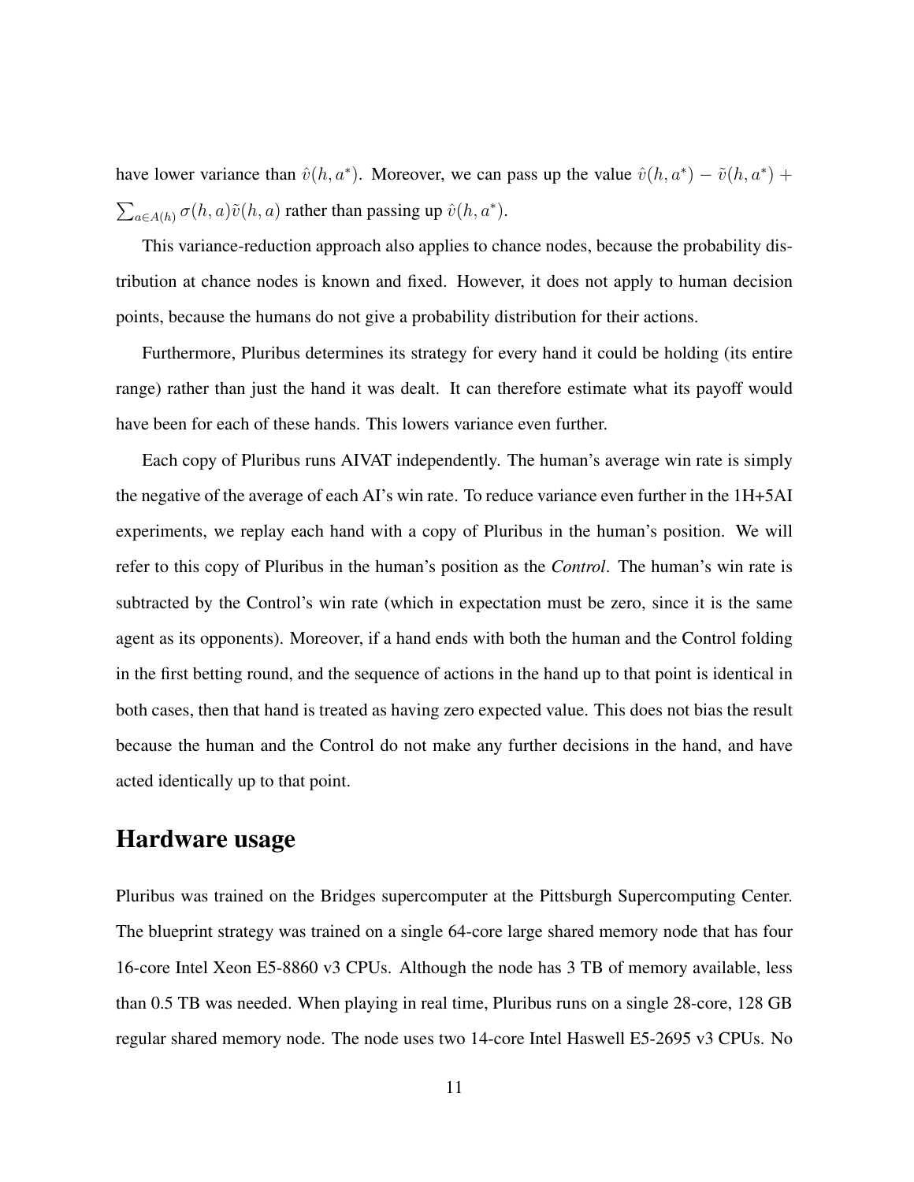have lower variance than $\hat{v}(h, a^*)$. Moreover, we can pass up the value $\hat{v}(h, a^*) - \tilde{v}(h, a^*) + \sum_{a \in A(h)} \sigma(h, a)\tilde{v}(h, a)$ rather than passing up $\hat{v}(h, a^*)$.

This variance-reduction approach also applies to chance nodes, because the probability distribution at chance nodes is known and fixed. However, it does not apply to human decision points, because the humans do not give a probability distribution for their actions.

Furthermore, Pluribus determines its strategy for every hand it could be holding (its entire range) rather than just the hand it was dealt. It can therefore estimate what its payoff would have been for each of these hands. This lowers variance even further.

Each copy of Pluribus runs AIVAT independently. The human's average win rate is simply the negative of the average of each AI's win rate. To reduce variance even further in the 1H+5AI experiments, we replay each hand with a copy of Pluribus in the human's position. We will refer to this copy of Pluribus in the human's position as the *Control*. The human's win rate is subtracted by the Control's win rate (which in expectation must be zero, since it is the same agent as its opponents). Moreover, if a hand ends with both the human and the Control folding in the first betting round, and the sequence of actions in the hand up to that point is identical in both cases, then that hand is treated as having zero expected value. This does not bias the result because the human and the Control do not make any further decisions in the hand, and have acted identically up to that point.

## Hardware usage

Pluribus was trained on the Bridges supercomputer at the Pittsburgh Supercomputing Center. The blueprint strategy was trained on a single 64-core large shared memory node that has four 16-core Intel Xeon E5-8860 v3 CPUs. Although the node has 3 TB of memory available, less than 0.5 TB was needed. When playing in real time, Pluribus runs on a single 28-core, 128 GB regular shared memory node. The node uses two 14-core Intel Haswell E5-2695 v3 CPUs. No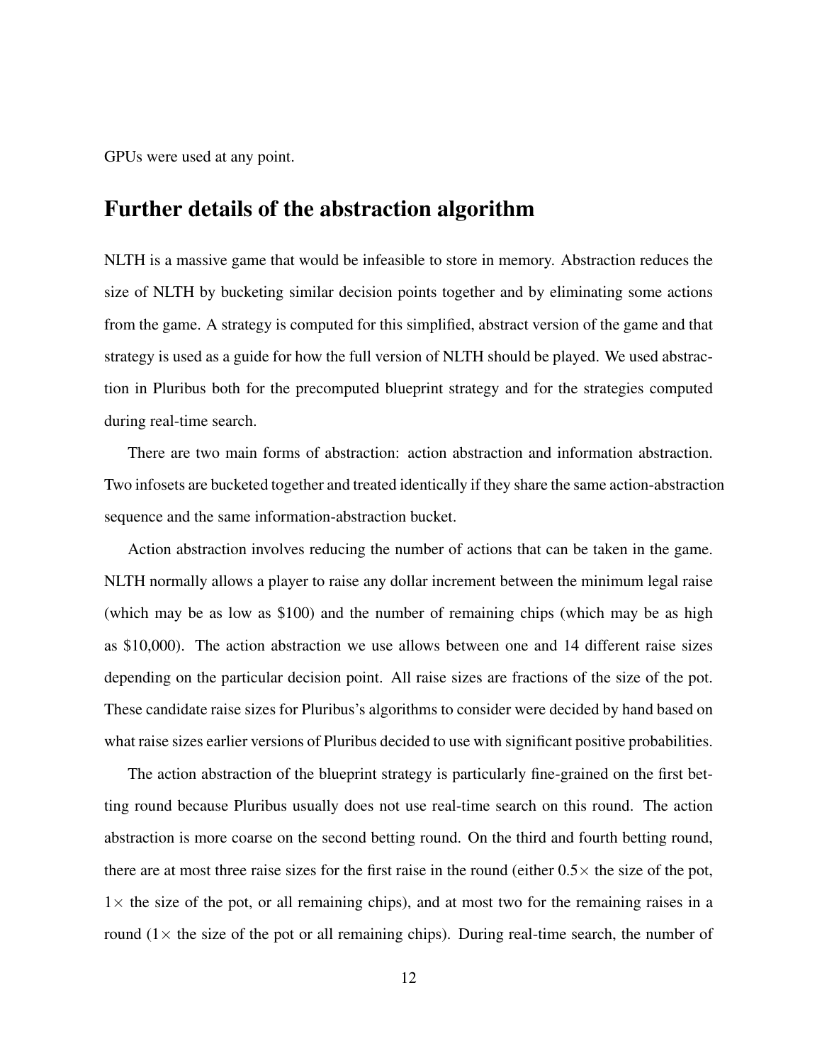GPUs were used at any point.

## Further details of the abstraction algorithm

NLTH is a massive game that would be infeasible to store in memory. Abstraction reduces the size of NLTH by bucketing similar decision points together and by eliminating some actions from the game. A strategy is computed for this simplified, abstract version of the game and that strategy is used as a guide for how the full version of NLTH should be played. We used abstraction in Pluribus both for the precomputed blueprint strategy and for the strategies computed during real-time search.

There are two main forms of abstraction: action abstraction and information abstraction. Two infosets are bucketed together and treated identically if they share the same action-abstraction sequence and the same information-abstraction bucket.

Action abstraction involves reducing the number of actions that can be taken in the game. NLTH normally allows a player to raise any dollar increment between the minimum legal raise (which may be as low as \$100) and the number of remaining chips (which may be as high as \$10,000). The action abstraction we use allows between one and 14 different raise sizes depending on the particular decision point. All raise sizes are fractions of the size of the pot. These candidate raise sizes for Pluribus's algorithms to consider were decided by hand based on what raise sizes earlier versions of Pluribus decided to use with significant positive probabilities.

The action abstraction of the blueprint strategy is particularly fine-grained on the first betting round because Pluribus usually does not use real-time search on this round. The action abstraction is more coarse on the second betting round. On the third and fourth betting round, there are at most three raise sizes for the first raise in the round (either $0.5\times$ the size of the pot, $1\times$ the size of the pot, or all remaining chips), and at most two for the remaining raises in a round ($1\times$ the size of the pot or all remaining chips). During real-time search, the number of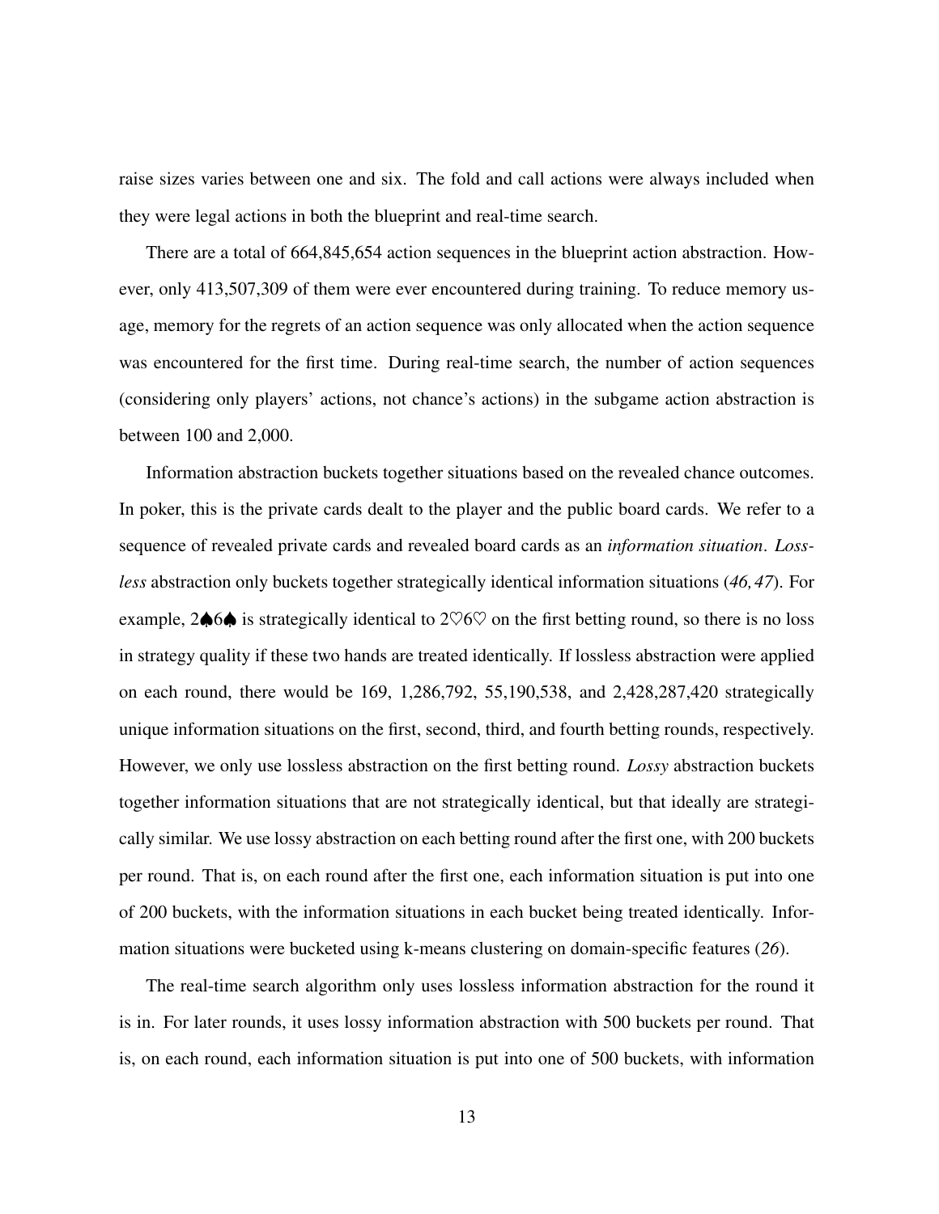raise sizes varies between one and six. The fold and call actions were always included when they were legal actions in both the blueprint and real-time search.

There are a total of 664,845,654 action sequences in the blueprint action abstraction. However, only 413,507,309 of them were ever encountered during training. To reduce memory usage, memory for the regrets of an action sequence was only allocated when the action sequence was encountered for the first time. During real-time search, the number of action sequences (considering only players' actions, not chance's actions) in the subgame action abstraction is between 100 and 2,000.

Information abstraction buckets together situations based on the revealed chance outcomes. In poker, this is the private cards dealt to the player and the public board cards. We refer to a sequence of revealed private cards and revealed board cards as an *information situation*. *Lossless* abstraction only buckets together strategically identical information situations (*46, 47*). For example, 2♠6♠ is strategically identical to 2♡6♡ on the first betting round, so there is no loss in strategy quality if these two hands are treated identically. If lossless abstraction were applied on each round, there would be 169, 1,286,792, 55,190,538, and 2,428,287,420 strategically unique information situations on the first, second, third, and fourth betting rounds, respectively. However, we only use lossless abstraction on the first betting round. *Lossy* abstraction buckets together information situations that are not strategically identical, but that ideally are strategically similar. We use lossy abstraction on each betting round after the first one, with 200 buckets per round. That is, on each round after the first one, each information situation is put into one of 200 buckets, with the information situations in each bucket being treated identically. Information situations were bucketed using k-means clustering on domain-specific features (*26*).

The real-time search algorithm only uses lossless information abstraction for the round it is in. For later rounds, it uses lossy information abstraction with 500 buckets per round. That is, on each round, each information situation is put into one of 500 buckets, with information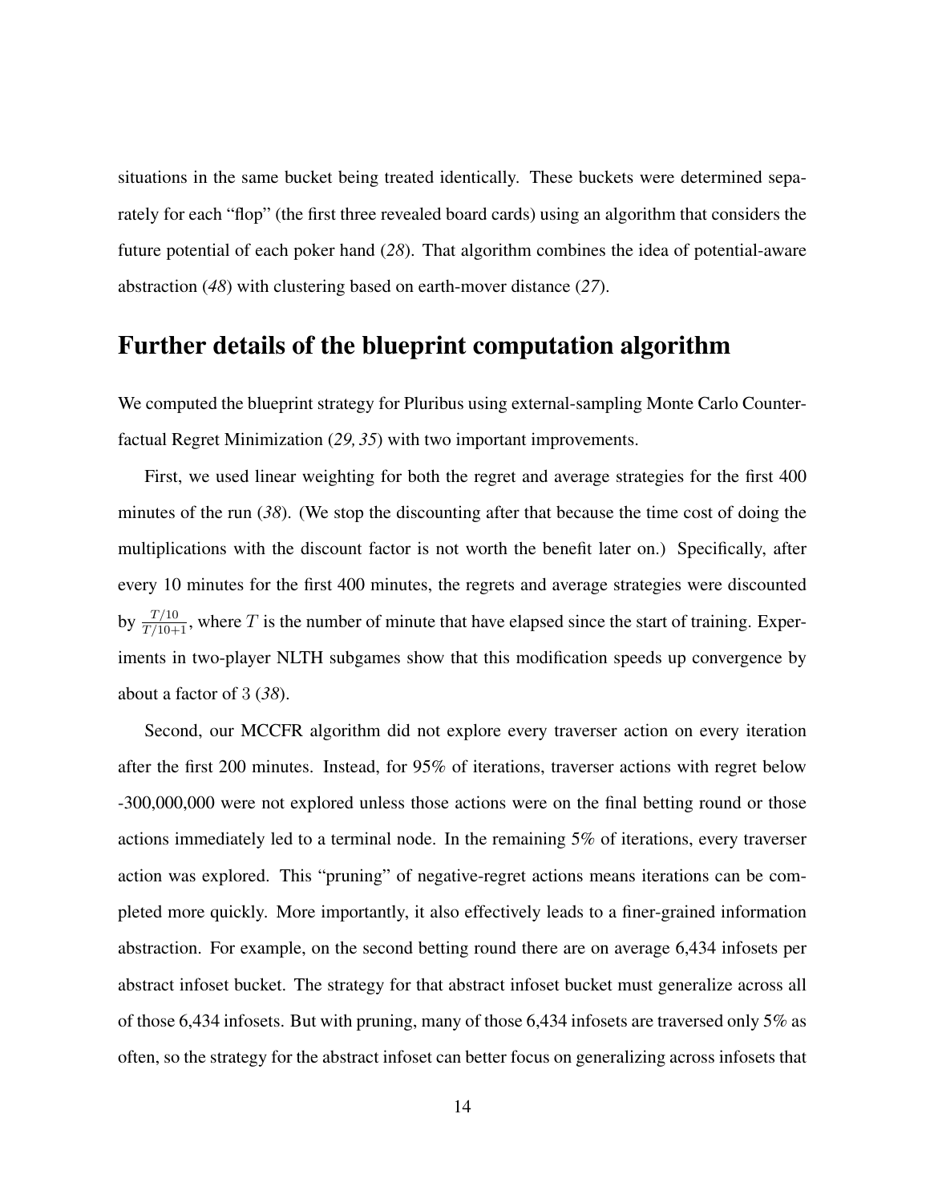situations in the same bucket being treated identically. These buckets were determined separately for each "flop" (the first three revealed board cards) using an algorithm that considers the future potential of each poker hand (*28*). That algorithm combines the idea of potential-aware abstraction (*48*) with clustering based on earth-mover distance (*27*).

## Further details of the blueprint computation algorithm

We computed the blueprint strategy for Pluribus using external-sampling Monte Carlo Counterfactual Regret Minimization (*29, 35*) with two important improvements.

First, we used linear weighting for both the regret and average strategies for the first 400 minutes of the run (*38*). (We stop the discounting after that because the time cost of doing the multiplications with the discount factor is not worth the benefit later on.) Specifically, after every 10 minutes for the first 400 minutes, the regrets and average strategies were discounted by $\frac{T/10}{T/10+1}$, where $T$ is the number of minute that have elapsed since the start of training. Experiments in two-player NLTH subgames show that this modification speeds up convergence by about a factor of 3 (*38*).

Second, our MCCFR algorithm did not explore every traverser action on every iteration after the first 200 minutes. Instead, for 95% of iterations, traverser actions with regret below -300,000,000 were not explored unless those actions were on the final betting round or those actions immediately led to a terminal node. In the remaining 5% of iterations, every traverser action was explored. This "pruning" of negative-regret actions means iterations can be completed more quickly. More importantly, it also effectively leads to a finer-grained information abstraction. For example, on the second betting round there are on average 6,434 infosets per abstract infoset bucket. The strategy for that abstract infoset bucket must generalize across all of those 6,434 infosets. But with pruning, many of those 6,434 infosets are traversed only 5% as often, so the strategy for the abstract infoset can better focus on generalizing across infosets that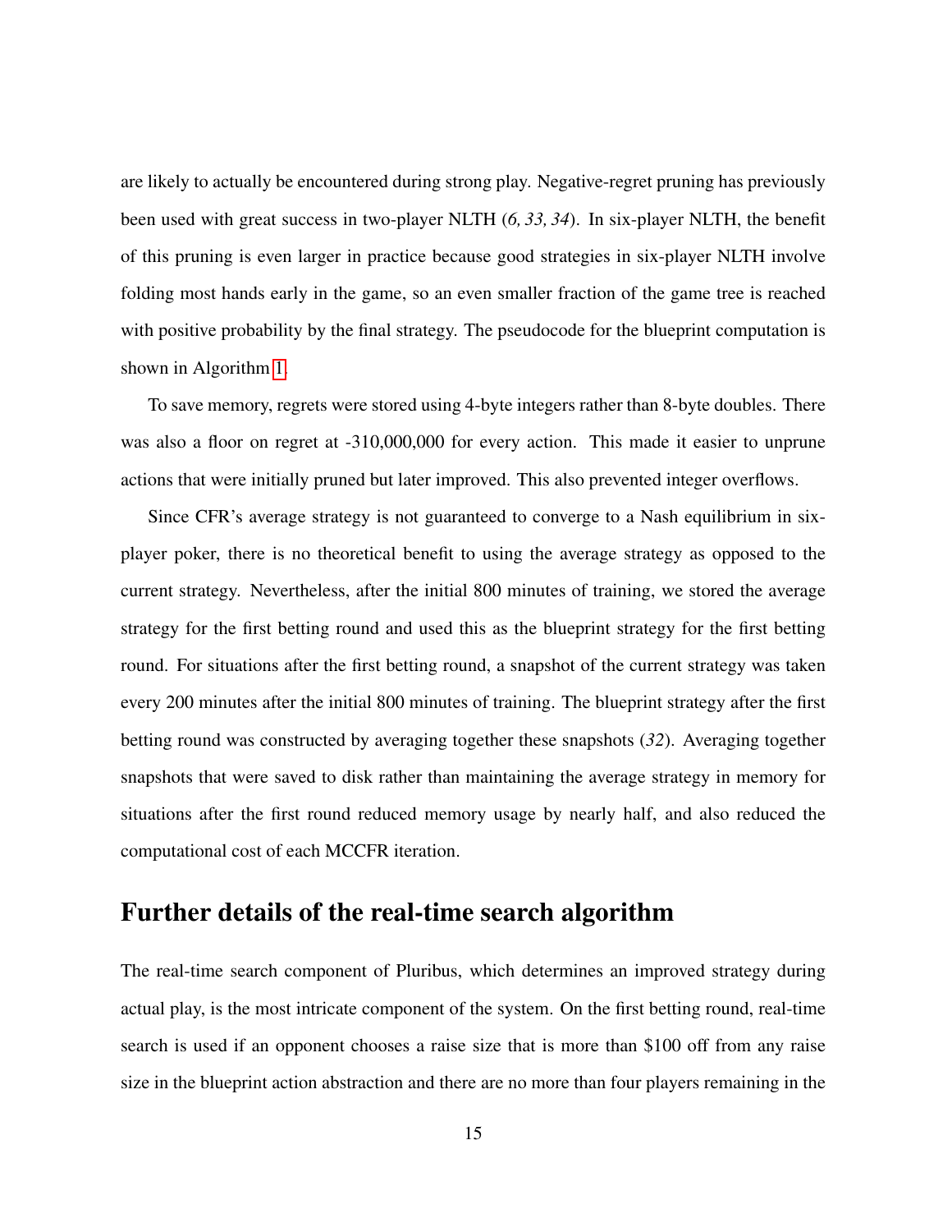are likely to actually be encountered during strong play. Negative-regret pruning has previously been used with great success in two-player NLTH (*6, 33, 34*). In six-player NLTH, the benefit of this pruning is even larger in practice because good strategies in six-player NLTH involve folding most hands early in the game, so an even smaller fraction of the game tree is reached with positive probability by the final strategy. The pseudocode for the blueprint computation is shown in Algorithm 1.

To save memory, regrets were stored using 4-byte integers rather than 8-byte doubles. There was also a floor on regret at -310,000,000 for every action. This made it easier to unprune actions that were initially pruned but later improved. This also prevented integer overflows.

Since CFR's average strategy is not guaranteed to converge to a Nash equilibrium in six-player poker, there is no theoretical benefit to using the average strategy as opposed to the current strategy. Nevertheless, after the initial 800 minutes of training, we stored the average strategy for the first betting round and used this as the blueprint strategy for the first betting round. For situations after the first betting round, a snapshot of the current strategy was taken every 200 minutes after the initial 800 minutes of training. The blueprint strategy after the first betting round was constructed by averaging together these snapshots (*32*). Averaging together snapshots that were saved to disk rather than maintaining the average strategy in memory for situations after the first round reduced memory usage by nearly half, and also reduced the computational cost of each MCCFR iteration.

# Further details of the real-time search algorithm

The real-time search component of Pluribus, which determines an improved strategy during actual play, is the most intricate component of the system. On the first betting round, real-time search is used if an opponent chooses a raise size that is more than \$100 off from any raise size in the blueprint action abstraction and there are no more than four players remaining in the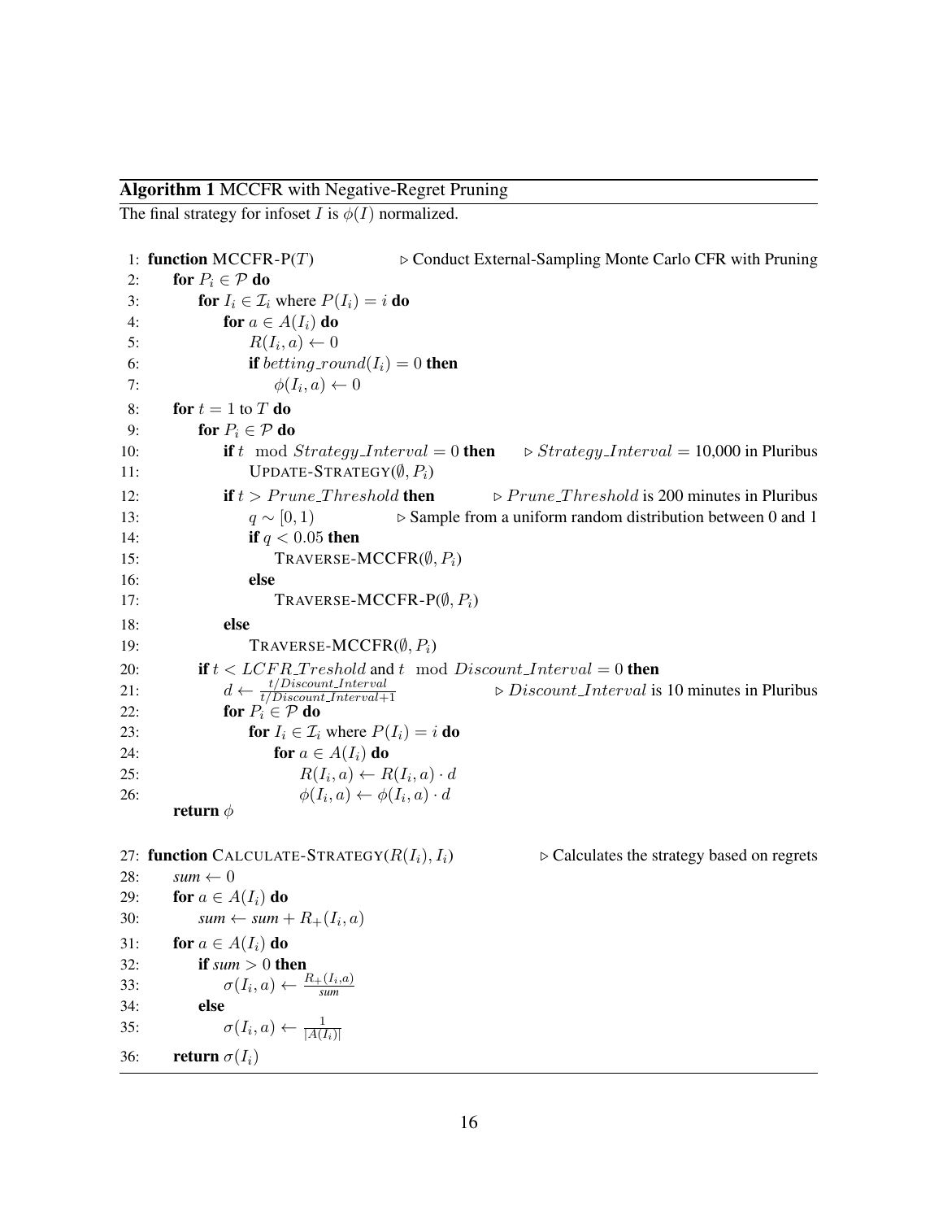**Algorithm 1** MCCFR with Negative-Regret Pruning

The final strategy for infoset $I$ is $\phi(I)$ normalized.

```
 1: function MCCFR-P(T)                          ▷ Conduct External-Sampling Monte Carlo CFR with Pruning
 2:     for P_i ∈ 𝒫 do
 3:         for I_i ∈ ℐ_i where P(I_i) = i do
 4:             for a ∈ A(I_i) do
 5:                 R(I_i, a) ← 0
 6:                 if betting_round(I_i) = 0 then
 7:                     φ(I_i, a) ← 0
 8:     for t = 1 to T do
 9:         for P_i ∈ 𝒫 do
10:             if t mod Strategy_Interval = 0 then      ▷ Strategy_Interval = 10,000 in Pluribus
11:                 UPDATE-STRATEGY(∅, P_i)
12:             if t > Prune_Threshold then               ▷ Prune_Threshold is 200 minutes in Pluribus
13:                 q ~ [0, 1)                    ▷ Sample from a uniform random distribution between 0 and 1
14:                 if q < 0.05 then
15:                     TRAVERSE-MCCFR(∅, P_i)
16:                 else
17:                     TRAVERSE-MCCFR-P(∅, P_i)
18:             else
19:                 TRAVERSE-MCCFR(∅, P_i)
20:         if t < LCFR_Treshold and t mod Discount_Interval = 0 then
21:             d ← (t/Discount_Interval) / (t/Discount_Interval + 1)    ▷ Discount_Interval is 10 minutes in Pluribus
22:             for P_i ∈ 𝒫 do
23:                 for I_i ∈ ℐ_i where P(I_i) = i do
24:                     for a ∈ A(I_i) do
25:                         R(I_i, a) ← R(I_i, a) · d
26:                         φ(I_i, a) ← φ(I_i, a) · d
        return φ

27: function CALCULATE-STRATEGY(R(I_i), I_i)                 ▷ Calculates the strategy based on regrets
28:     sum ← 0
29:     for a ∈ A(I_i) do
30:         sum ← sum + R_+(I_i, a)
31:     for a ∈ A(I_i) do
32:         if sum > 0 then
33:             σ(I_i, a) ← R_+(I_i, a) / sum
34:         else
35:             σ(I_i, a) ← 1 / |A(I_i)|
36:     return σ(I_i)
```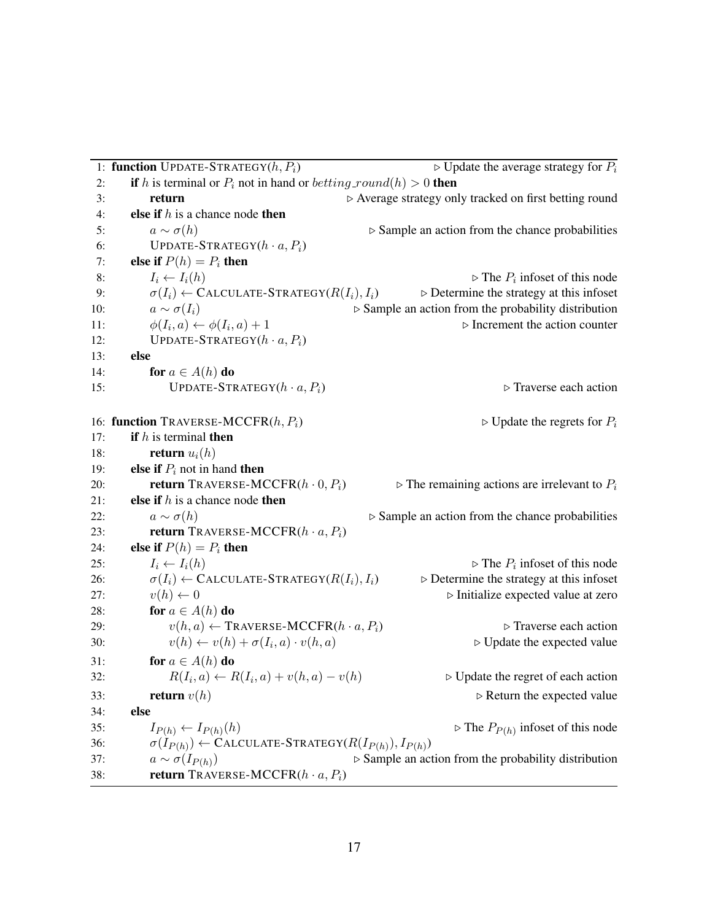```
1: function UPDATE-STRATEGY(h, P_i)                              ▷ Update the average strategy for P_i
2:     if h is terminal or P_i not in hand or betting_round(h) > 0 then
3:         return                                   ▷ Average strategy only tracked on first betting round
4:     else if h is a chance node then
5:         a ~ σ(h)                                 ▷ Sample an action from the chance probabilities
6:         UPDATE-STRATEGY(h · a, P_i)
7:     else if P(h) = P_i then
8:         I_i ← I_i(h)                                              ▷ The P_i infoset of this node
9:         σ(I_i) ← CALCULATE-STRATEGY(R(I_i), I_i)          ▷ Determine the strategy at this infoset
10:        a ~ σ(I_i)                          ▷ Sample an action from the probability distribution
11:        φ(I_i, a) ← φ(I_i, a) + 1                                   ▷ Increment the action counter
12:        UPDATE-STRATEGY(h · a, P_i)
13:    else
14:        for a ∈ A(h) do
15:            UPDATE-STRATEGY(h · a, P_i)                                      ▷ Traverse each action

16: function TRAVERSE-MCCFR(h, P_i)                                       ▷ Update the regrets for P_i
17:    if h is terminal then
18:        return u_i(h)
19:    else if P_i not in hand then
20:        return TRAVERSE-MCCFR(h · 0, P_i)          ▷ The remaining actions are irrelevant to P_i
21:    else if h is a chance node then
22:        a ~ σ(h)                                 ▷ Sample an action from the chance probabilities
23:        return TRAVERSE-MCCFR(h · a, P_i)
24:    else if P(h) = P_i then
25:        I_i ← I_i(h)                                              ▷ The P_i infoset of this node
26:        σ(I_i) ← CALCULATE-STRATEGY(R(I_i), I_i)          ▷ Determine the strategy at this infoset
27:        v(h) ← 0                                              ▷ Initialize expected value at zero
28:        for a ∈ A(h) do
29:            v(h, a) ← TRAVERSE-MCCFR(h · a, P_i)                              ▷ Traverse each action
30:            v(h) ← v(h) + σ(I_i, a) · v(h, a)                             ▷ Update the expected value
31:        for a ∈ A(h) do
32:            R(I_i, a) ← R(I_i, a) + v(h, a) − v(h)                ▷ Update the regret of each action
33:        return v(h)                                                    ▷ Return the expected value
34:    else
35:        I_{P(h)} ← I_{P(h)}(h)                                    ▷ The P_{P(h)} infoset of this node
36:        σ(I_{P(h)}) ← CALCULATE-STRATEGY(R(I_{P(h)}), I_{P(h)})
37:        a ~ σ(I_{P(h)})                     ▷ Sample an action from the probability distribution
38:        return TRAVERSE-MCCFR(h · a, P_i)
```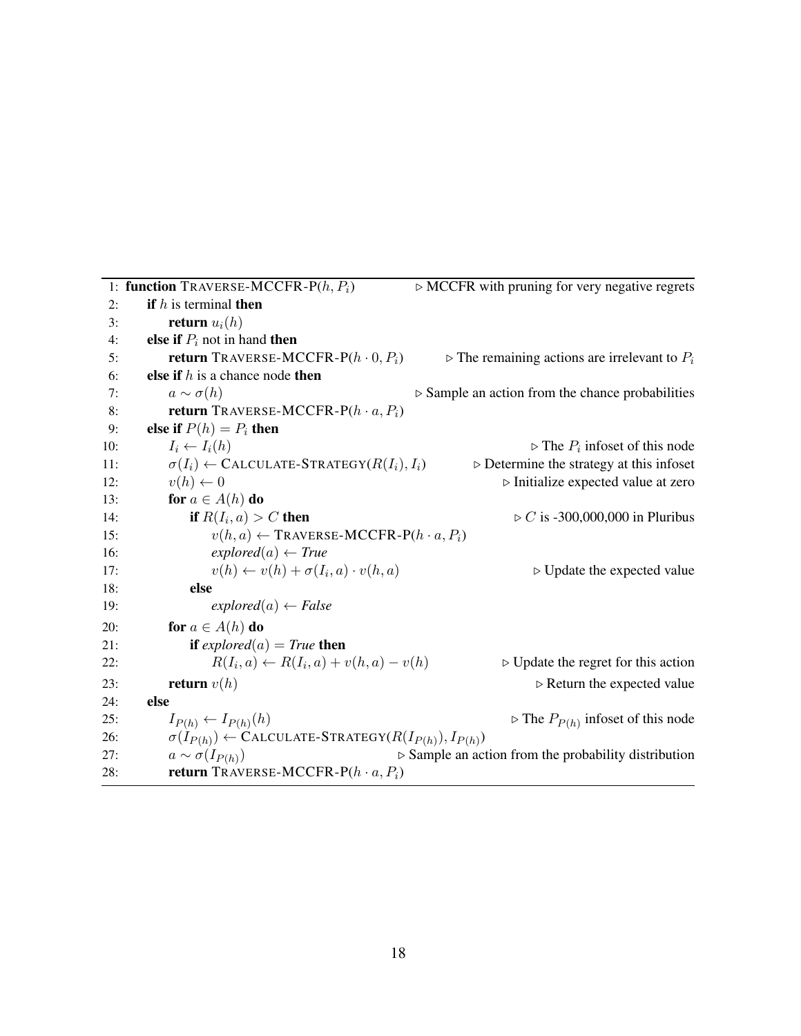```
1:  function TRAVERSE-MCCFR-P(h, P_i)                          ▷ MCCFR with pruning for very negative regrets
2:      if h is terminal then
3:          return u_i(h)
4:      else if P_i not in hand then
5:          return TRAVERSE-MCCFR-P(h · 0, P_i)                ▷ The remaining actions are irrelevant to P_i
6:      else if h is a chance node then
7:          a ~ σ(h)                                          ▷ Sample an action from the chance probabilities
8:          return TRAVERSE-MCCFR-P(h · a, P_i)
9:      else if P(h) = P_i then
10:         I_i ← I_i(h)                                      ▷ The P_i infoset of this node
11:         σ(I_i) ← CALCULATE-STRATEGY(R(I_i), I_i)           ▷ Determine the strategy at this infoset
12:         v(h) ← 0                                          ▷ Initialize expected value at zero
13:         for a ∈ A(h) do
14:             if R(I_i, a) > C then                         ▷ C is -300,000,000 in Pluribus
15:                 v(h, a) ← TRAVERSE-MCCFR-P(h · a, P_i)
16:                 explored(a) ← True
17:                 v(h) ← v(h) + σ(I_i, a) · v(h, a)          ▷ Update the expected value
18:             else
19:                 explored(a) ← False
20:         for a ∈ A(h) do
21:             if explored(a) = True then
22:                 R(I_i, a) ← R(I_i, a) + v(h, a) − v(h)     ▷ Update the regret for this action
23:         return v(h)                                       ▷ Return the expected value
24:     else
25:         I_P(h) ← I_P(h)(h)                                ▷ The P_P(h) infoset of this node
26:         σ(I_P(h)) ← CALCULATE-STRATEGY(R(I_P(h)), I_P(h))
27:         a ~ σ(I_P(h))                                     ▷ Sample an action from the probability distribution
28:         return TRAVERSE-MCCFR-P(h · a, P_i)
```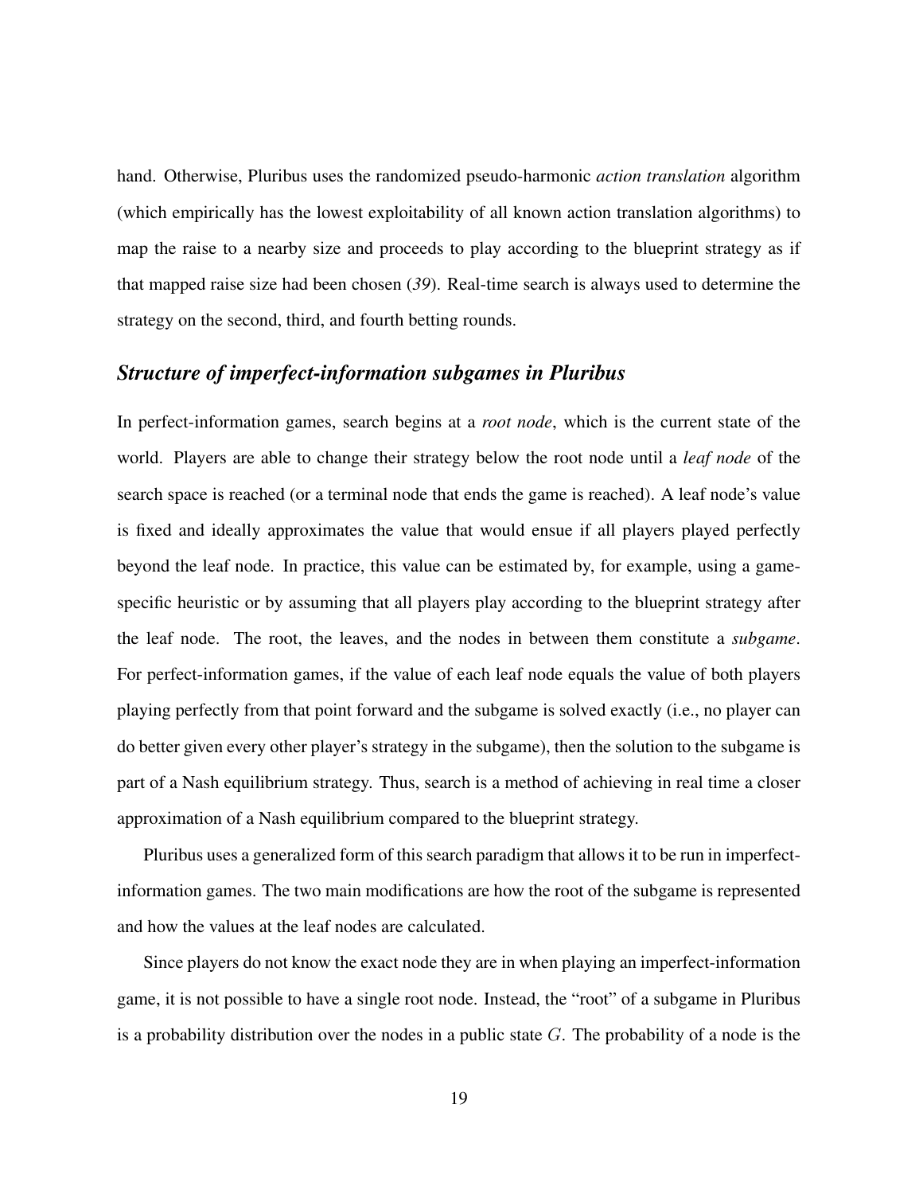hand. Otherwise, Pluribus uses the randomized pseudo-harmonic *action translation* algorithm (which empirically has the lowest exploitability of all known action translation algorithms) to map the raise to a nearby size and proceeds to play according to the blueprint strategy as if that mapped raise size had been chosen (*39*). Real-time search is always used to determine the strategy on the second, third, and fourth betting rounds.

### *Structure of imperfect-information subgames in Pluribus*

In perfect-information games, search begins at a *root node*, which is the current state of the world. Players are able to change their strategy below the root node until a *leaf node* of the search space is reached (or a terminal node that ends the game is reached). A leaf node's value is fixed and ideally approximates the value that would ensue if all players played perfectly beyond the leaf node. In practice, this value can be estimated by, for example, using a game-specific heuristic or by assuming that all players play according to the blueprint strategy after the leaf node. The root, the leaves, and the nodes in between them constitute a *subgame*. For perfect-information games, if the value of each leaf node equals the value of both players playing perfectly from that point forward and the subgame is solved exactly (i.e., no player can do better given every other player's strategy in the subgame), then the solution to the subgame is part of a Nash equilibrium strategy. Thus, search is a method of achieving in real time a closer approximation of a Nash equilibrium compared to the blueprint strategy.

Pluribus uses a generalized form of this search paradigm that allows it to be run in imperfect-information games. The two main modifications are how the root of the subgame is represented and how the values at the leaf nodes are calculated.

Since players do not know the exact node they are in when playing an imperfect-information game, it is not possible to have a single root node. Instead, the "root" of a subgame in Pluribus is a probability distribution over the nodes in a public state $G$. The probability of a node is the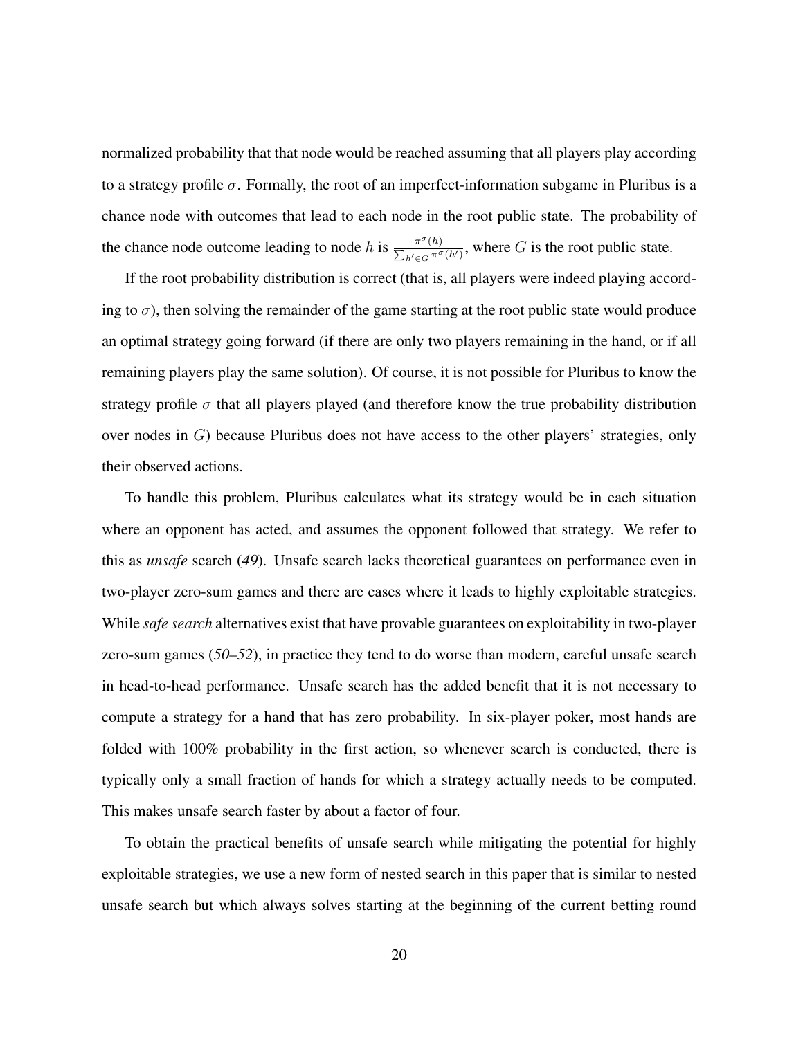normalized probability that that node would be reached assuming that all players play according to a strategy profile $\sigma$. Formally, the root of an imperfect-information subgame in Pluribus is a chance node with outcomes that lead to each node in the root public state. The probability of the chance node outcome leading to node $h$ is $\frac{\pi^{\sigma}(h)}{\sum_{h' \in G} \pi^{\sigma}(h')}$, where $G$ is the root public state.

If the root probability distribution is correct (that is, all players were indeed playing according to $\sigma$), then solving the remainder of the game starting at the root public state would produce an optimal strategy going forward (if there are only two players remaining in the hand, or if all remaining players play the same solution). Of course, it is not possible for Pluribus to know the strategy profile $\sigma$ that all players played (and therefore know the true probability distribution over nodes in $G$) because Pluribus does not have access to the other players' strategies, only their observed actions.

To handle this problem, Pluribus calculates what its strategy would be in each situation where an opponent has acted, and assumes the opponent followed that strategy. We refer to this as *unsafe* search (*49*). Unsafe search lacks theoretical guarantees on performance even in two-player zero-sum games and there are cases where it leads to highly exploitable strategies. While *safe search* alternatives exist that have provable guarantees on exploitability in two-player zero-sum games (*50–52*), in practice they tend to do worse than modern, careful unsafe search in head-to-head performance. Unsafe search has the added benefit that it is not necessary to compute a strategy for a hand that has zero probability. In six-player poker, most hands are folded with 100% probability in the first action, so whenever search is conducted, there is typically only a small fraction of hands for which a strategy actually needs to be computed. This makes unsafe search faster by about a factor of four.

To obtain the practical benefits of unsafe search while mitigating the potential for highly exploitable strategies, we use a new form of nested search in this paper that is similar to nested unsafe search but which always solves starting at the beginning of the current betting round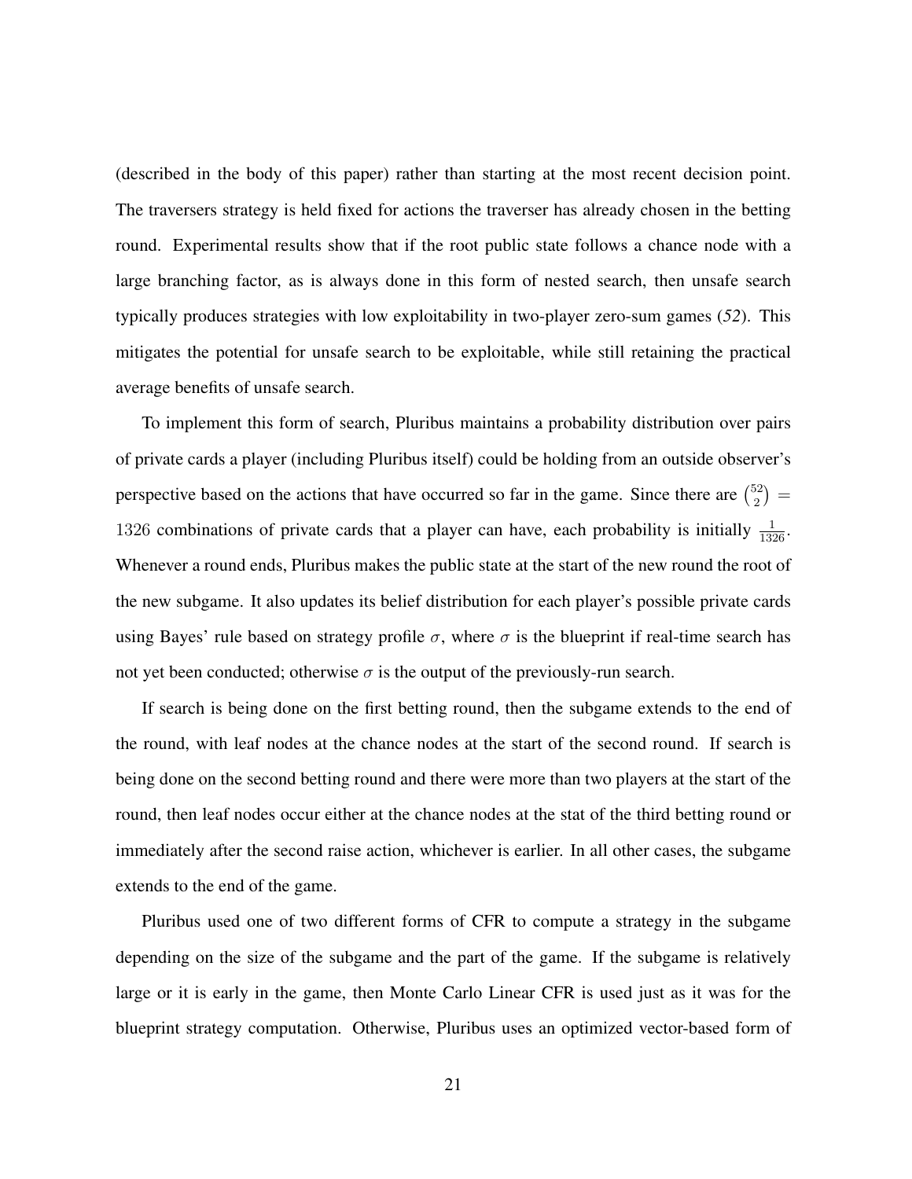(described in the body of this paper) rather than starting at the most recent decision point. The traversers strategy is held fixed for actions the traverser has already chosen in the betting round. Experimental results show that if the root public state follows a chance node with a large branching factor, as is always done in this form of nested search, then unsafe search typically produces strategies with low exploitability in two-player zero-sum games (*52*). This mitigates the potential for unsafe search to be exploitable, while still retaining the practical average benefits of unsafe search.

To implement this form of search, Pluribus maintains a probability distribution over pairs of private cards a player (including Pluribus itself) could be holding from an outside observer's perspective based on the actions that have occurred so far in the game. Since there are $\binom{52}{2} = 1326$ combinations of private cards that a player can have, each probability is initially $\frac{1}{1326}$. Whenever a round ends, Pluribus makes the public state at the start of the new round the root of the new subgame. It also updates its belief distribution for each player's possible private cards using Bayes' rule based on strategy profile $\sigma$, where $\sigma$ is the blueprint if real-time search has not yet been conducted; otherwise $\sigma$ is the output of the previously-run search.

If search is being done on the first betting round, then the subgame extends to the end of the round, with leaf nodes at the chance nodes at the start of the second round. If search is being done on the second betting round and there were more than two players at the start of the round, then leaf nodes occur either at the chance nodes at the stat of the third betting round or immediately after the second raise action, whichever is earlier. In all other cases, the subgame extends to the end of the game.

Pluribus used one of two different forms of CFR to compute a strategy in the subgame depending on the size of the subgame and the part of the game. If the subgame is relatively large or it is early in the game, then Monte Carlo Linear CFR is used just as it was for the blueprint strategy computation. Otherwise, Pluribus uses an optimized vector-based form of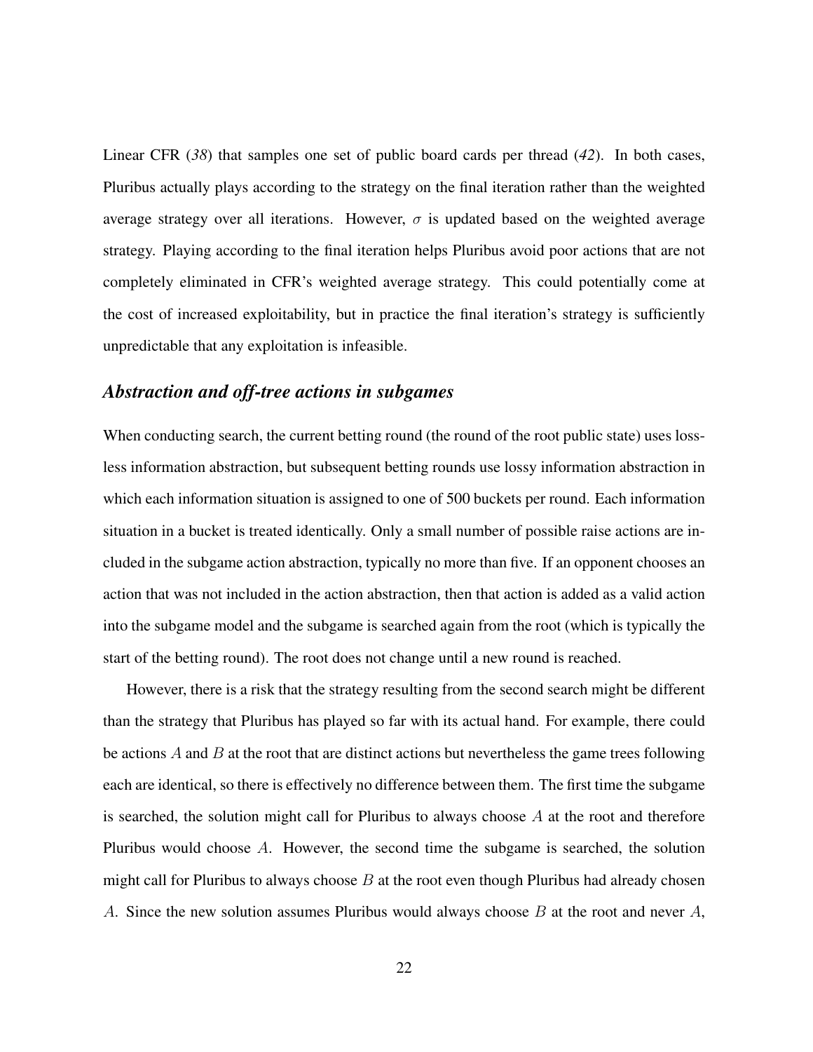Linear CFR (*38*) that samples one set of public board cards per thread (*42*). In both cases, Pluribus actually plays according to the strategy on the final iteration rather than the weighted average strategy over all iterations. However, $\sigma$ is updated based on the weighted average strategy. Playing according to the final iteration helps Pluribus avoid poor actions that are not completely eliminated in CFR's weighted average strategy. This could potentially come at the cost of increased exploitability, but in practice the final iteration's strategy is sufficiently unpredictable that any exploitation is infeasible.

## *Abstraction and off-tree actions in subgames*

When conducting search, the current betting round (the round of the root public state) uses lossless information abstraction, but subsequent betting rounds use lossy information abstraction in which each information situation is assigned to one of 500 buckets per round. Each information situation in a bucket is treated identically. Only a small number of possible raise actions are included in the subgame action abstraction, typically no more than five. If an opponent chooses an action that was not included in the action abstraction, then that action is added as a valid action into the subgame model and the subgame is searched again from the root (which is typically the start of the betting round). The root does not change until a new round is reached.

However, there is a risk that the strategy resulting from the second search might be different than the strategy that Pluribus has played so far with its actual hand. For example, there could be actions $A$ and $B$ at the root that are distinct actions but nevertheless the game trees following each are identical, so there is effectively no difference between them. The first time the subgame is searched, the solution might call for Pluribus to always choose $A$ at the root and therefore Pluribus would choose $A$. However, the second time the subgame is searched, the solution might call for Pluribus to always choose $B$ at the root even though Pluribus had already chosen $A$. Since the new solution assumes Pluribus would always choose $B$ at the root and never $A$,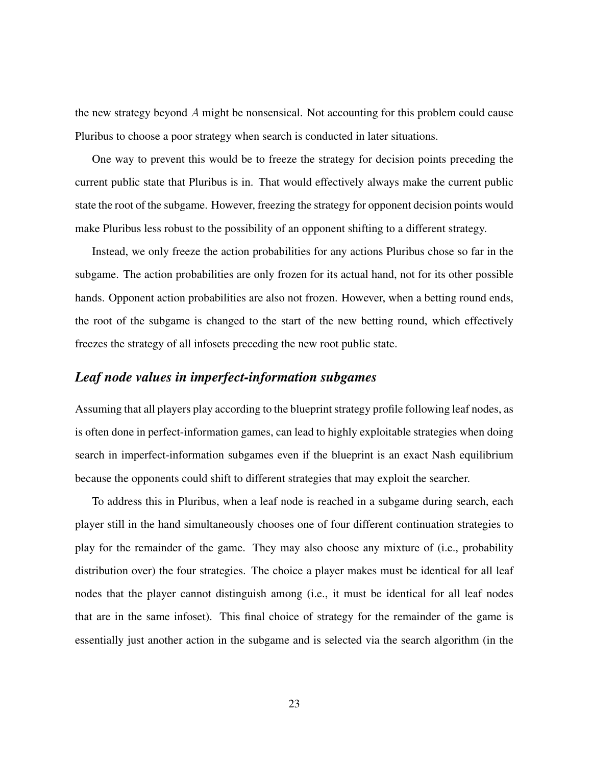the new strategy beyond $A$ might be nonsensical. Not accounting for this problem could cause Pluribus to choose a poor strategy when search is conducted in later situations.

One way to prevent this would be to freeze the strategy for decision points preceding the current public state that Pluribus is in. That would effectively always make the current public state the root of the subgame. However, freezing the strategy for opponent decision points would make Pluribus less robust to the possibility of an opponent shifting to a different strategy.

Instead, we only freeze the action probabilities for any actions Pluribus chose so far in the subgame. The action probabilities are only frozen for its actual hand, not for its other possible hands. Opponent action probabilities are also not frozen. However, when a betting round ends, the root of the subgame is changed to the start of the new betting round, which effectively freezes the strategy of all infosets preceding the new root public state.

### *Leaf node values in imperfect-information subgames*

Assuming that all players play according to the blueprint strategy profile following leaf nodes, as is often done in perfect-information games, can lead to highly exploitable strategies when doing search in imperfect-information subgames even if the blueprint is an exact Nash equilibrium because the opponents could shift to different strategies that may exploit the searcher.

To address this in Pluribus, when a leaf node is reached in a subgame during search, each player still in the hand simultaneously chooses one of four different continuation strategies to play for the remainder of the game. They may also choose any mixture of (i.e., probability distribution over) the four strategies. The choice a player makes must be identical for all leaf nodes that the player cannot distinguish among (i.e., it must be identical for all leaf nodes that are in the same infoset). This final choice of strategy for the remainder of the game is essentially just another action in the subgame and is selected via the search algorithm (in the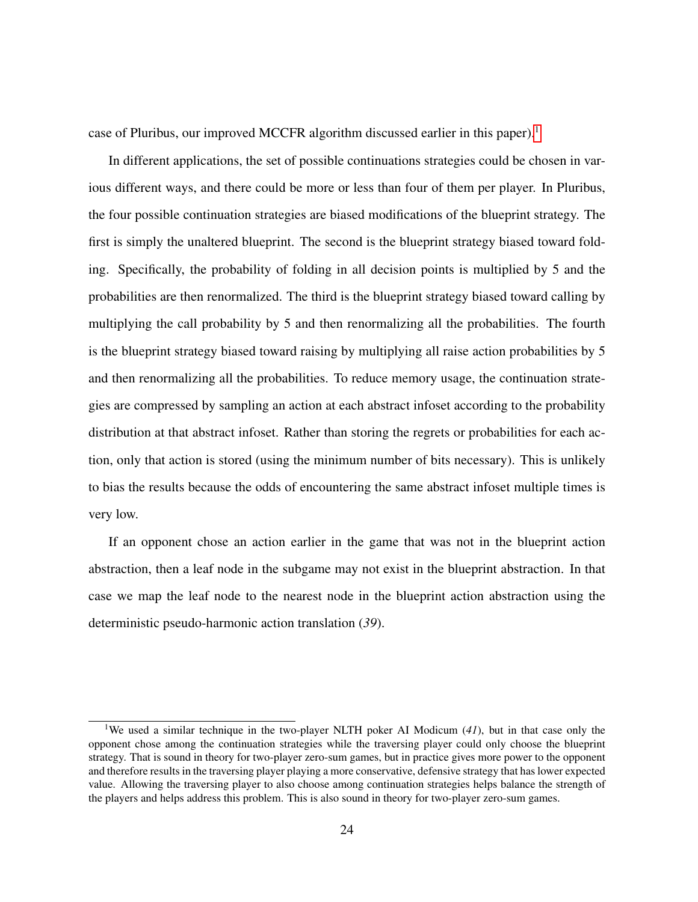case of Pluribus, our improved MCCFR algorithm discussed earlier in this paper).[1]

In different applications, the set of possible continuations strategies could be chosen in various different ways, and there could be more or less than four of them per player. In Pluribus, the four possible continuation strategies are biased modifications of the blueprint strategy. The first is simply the unaltered blueprint. The second is the blueprint strategy biased toward folding. Specifically, the probability of folding in all decision points is multiplied by 5 and the probabilities are then renormalized. The third is the blueprint strategy biased toward calling by multiplying the call probability by 5 and then renormalizing all the probabilities. The fourth is the blueprint strategy biased toward raising by multiplying all raise action probabilities by 5 and then renormalizing all the probabilities. To reduce memory usage, the continuation strategies are compressed by sampling an action at each abstract infoset according to the probability distribution at that abstract infoset. Rather than storing the regrets or probabilities for each action, only that action is stored (using the minimum number of bits necessary). This is unlikely to bias the results because the odds of encountering the same abstract infoset multiple times is very low.

If an opponent chose an action earlier in the game that was not in the blueprint action abstraction, then a leaf node in the subgame may not exist in the blueprint abstraction. In that case we map the leaf node to the nearest node in the blueprint action abstraction using the deterministic pseudo-harmonic action translation (*39*).

---

[1] We used a similar technique in the two-player NLTH poker AI Modicum (*41*), but in that case only the opponent chose among the continuation strategies while the traversing player could only choose the blueprint strategy. That is sound in theory for two-player zero-sum games, but in practice gives more power to the opponent and therefore results in the traversing player playing a more conservative, defensive strategy that has lower expected value. Allowing the traversing player to also choose among continuation strategies helps balance the strength of the players and helps address this problem. This is also sound in theory for two-player zero-sum games.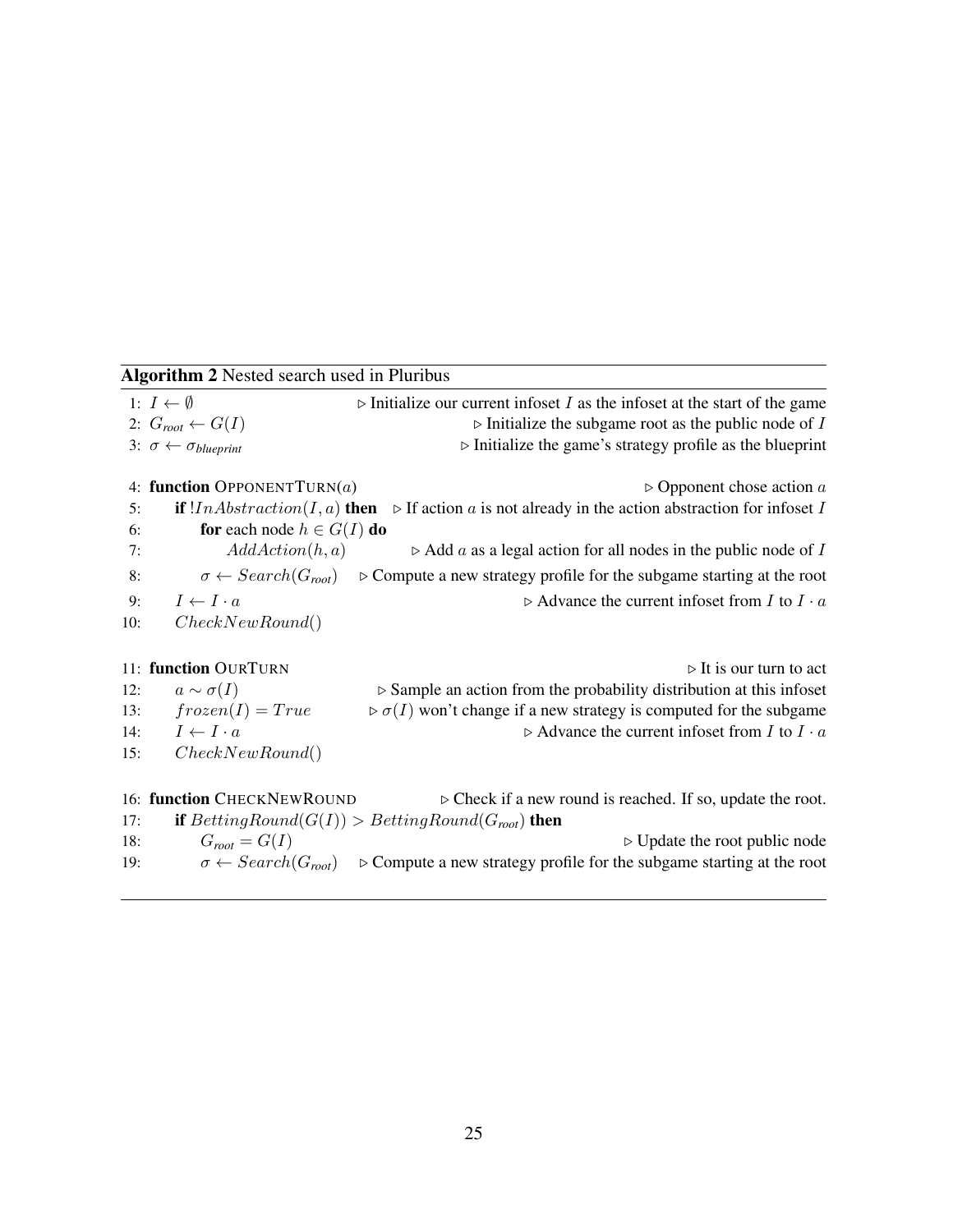**Algorithm 2** Nested search used in Pluribus

```
1:  I ← ∅                        ▷ Initialize our current infoset I as the infoset at the start of the game
2:  G_root ← G(I)                ▷ Initialize the subgame root as the public node of I
3:  σ ← σ_blueprint              ▷ Initialize the game's strategy profile as the blueprint

4:  function OPPONENTTURN(a)                          ▷ Opponent chose action a
5:      if !InAbstraction(I, a) then   ▷ If action a is not already in the action abstraction for infoset I
6:          for each node h ∈ G(I) do
7:              AddAction(h, a)        ▷ Add a as a legal action for all nodes in the public node of I
8:          σ ← Search(G_root)         ▷ Compute a new strategy profile for the subgame starting at the root
9:      I ← I · a                      ▷ Advance the current infoset from I to I · a
10:     CheckNewRound()

11: function OURTURN                                  ▷ It is our turn to act
12:     a ∼ σ(I)                       ▷ Sample an action from the probability distribution at this infoset
13:     frozen(I) = True               ▷ σ(I) won't change if a new strategy is computed for the subgame
14:     I ← I · a                      ▷ Advance the current infoset from I to I · a
15:     CheckNewRound()

16: function CHECKNEWROUND             ▷ Check if a new round is reached. If so, update the root.
17:     if BettingRound(G(I)) > BettingRound(G_root) then
18:         G_root = G(I)              ▷ Update the root public node
19:         σ ← Search(G_root)         ▷ Compute a new strategy profile for the subgame starting at the root
```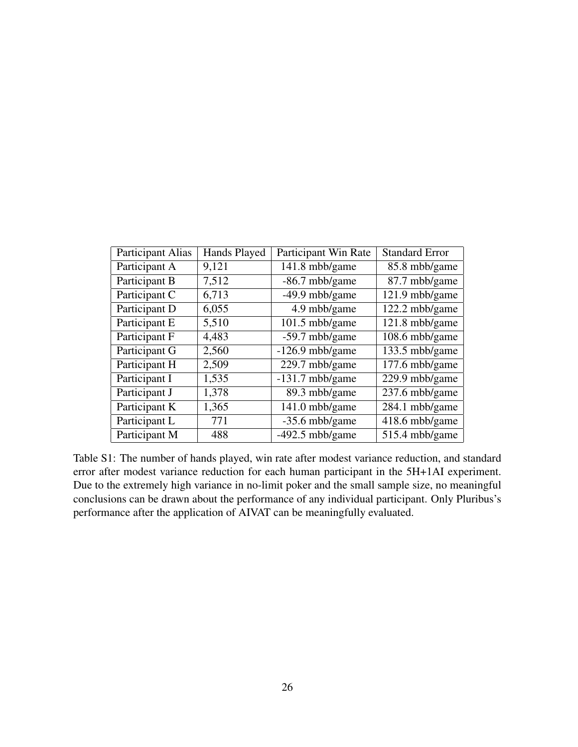| Participant Alias | Hands Played | Participant Win Rate | Standard Error |
|---|---|---|---|
| Participant A | 9,121 | 141.8 mbb/game | 85.8 mbb/game |
| Participant B | 7,512 | -86.7 mbb/game | 87.7 mbb/game |
| Participant C | 6,713 | -49.9 mbb/game | 121.9 mbb/game |
| Participant D | 6,055 | 4.9 mbb/game | 122.2 mbb/game |
| Participant E | 5,510 | 101.5 mbb/game | 121.8 mbb/game |
| Participant F | 4,483 | -59.7 mbb/game | 108.6 mbb/game |
| Participant G | 2,560 | -126.9 mbb/game | 133.5 mbb/game |
| Participant H | 2,509 | 229.7 mbb/game | 177.6 mbb/game |
| Participant I | 1,535 | -131.7 mbb/game | 229.9 mbb/game |
| Participant J | 1,378 | 89.3 mbb/game | 237.6 mbb/game |
| Participant K | 1,365 | 141.0 mbb/game | 284.1 mbb/game |
| Participant L | 771 | -35.6 mbb/game | 418.6 mbb/game |
| Participant M | 488 | -492.5 mbb/game | 515.4 mbb/game |

Table S1: The number of hands played, win rate after modest variance reduction, and standard error after modest variance reduction for each human participant in the 5H+1AI experiment. Due to the extremely high variance in no-limit poker and the small sample size, no meaningful conclusions can be drawn about the performance of any individual participant. Only Pluribus's performance after the application of AIVAT can be meaningfully evaluated.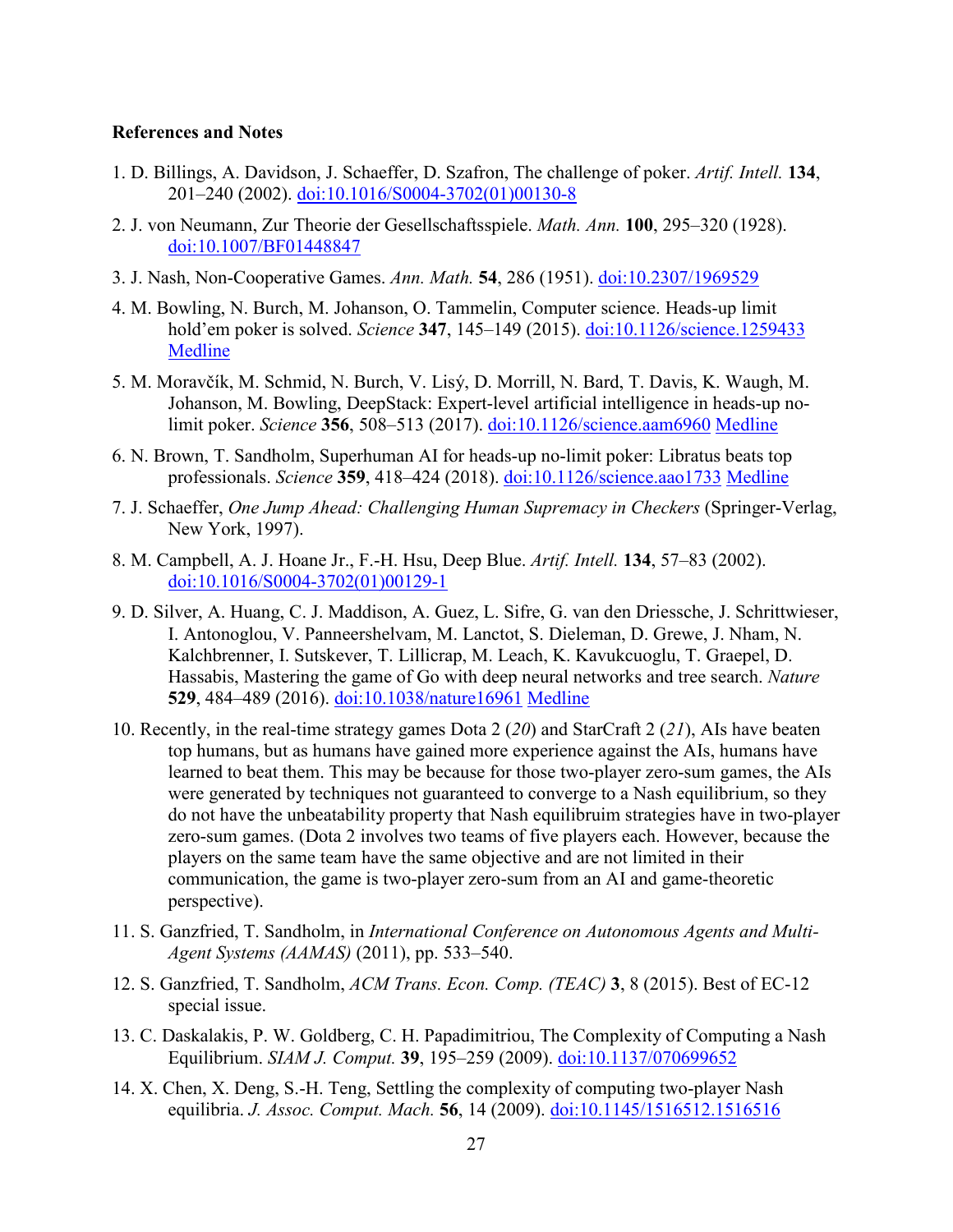### References and Notes

1. D. Billings, A. Davidson, J. Schaeffer, D. Szafron, The challenge of poker. *Artif. Intell.* **134**, 201–240 (2002). doi:10.1016/S0004-3702(01)00130-8

2. J. von Neumann, Zur Theorie der Gesellschaftsspiele. *Math. Ann.* **100**, 295–320 (1928). doi:10.1007/BF01448847

3. J. Nash, Non-Cooperative Games. *Ann. Math.* **54**, 286 (1951). doi:10.2307/1969529

4. M. Bowling, N. Burch, M. Johanson, O. Tammelin, Computer science. Heads-up limit hold'em poker is solved. *Science* **347**, 145–149 (2015). doi:10.1126/science.1259433 Medline

5. M. Moravčík, M. Schmid, N. Burch, V. Lisý, D. Morrill, N. Bard, T. Davis, K. Waugh, M. Johanson, M. Bowling, DeepStack: Expert-level artificial intelligence in heads-up no-limit poker. *Science* **356**, 508–513 (2017). doi:10.1126/science.aam6960 Medline

6. N. Brown, T. Sandholm, Superhuman AI for heads-up no-limit poker: Libratus beats top professionals. *Science* **359**, 418–424 (2018). doi:10.1126/science.aao1733 Medline

7. J. Schaeffer, *One Jump Ahead: Challenging Human Supremacy in Checkers* (Springer-Verlag, New York, 1997).

8. M. Campbell, A. J. Hoane Jr., F.-H. Hsu, Deep Blue. *Artif. Intell.* **134**, 57–83 (2002). doi:10.1016/S0004-3702(01)00129-1

9. D. Silver, A. Huang, C. J. Maddison, A. Guez, L. Sifre, G. van den Driessche, J. Schrittwieser, I. Antonoglou, V. Panneershelvam, M. Lanctot, S. Dieleman, D. Grewe, J. Nham, N. Kalchbrenner, I. Sutskever, T. Lillicrap, M. Leach, K. Kavukcuoglu, T. Graepel, D. Hassabis, Mastering the game of Go with deep neural networks and tree search. *Nature* **529**, 484–489 (2016). doi:10.1038/nature16961 Medline

10. Recently, in the real-time strategy games Dota 2 (*20*) and StarCraft 2 (*21*), AIs have beaten top humans, but as humans have gained more experience against the AIs, humans have learned to beat them. This may be because for those two-player zero-sum games, the AIs were generated by techniques not guaranteed to converge to a Nash equilibrium, so they do not have the unbeatability property that Nash equilibruim strategies have in two-player zero-sum games. (Dota 2 involves two teams of five players each. However, because the players on the same team have the same objective and are not limited in their communication, the game is two-player zero-sum from an AI and game-theoretic perspective).

11. S. Ganzfried, T. Sandholm, in *International Conference on Autonomous Agents and Multi-Agent Systems (AAMAS)* (2011), pp. 533–540.

12. S. Ganzfried, T. Sandholm, *ACM Trans. Econ. Comp. (TEAC)* **3**, 8 (2015). Best of EC-12 special issue.

13. C. Daskalakis, P. W. Goldberg, C. H. Papadimitriou, The Complexity of Computing a Nash Equilibrium. *SIAM J. Comput.* **39**, 195–259 (2009). doi:10.1137/070699652

14. X. Chen, X. Deng, S.-H. Teng, Settling the complexity of computing two-player Nash equilibria. *J. Assoc. Comput. Mach.* **56**, 14 (2009). doi:10.1145/1516512.1516516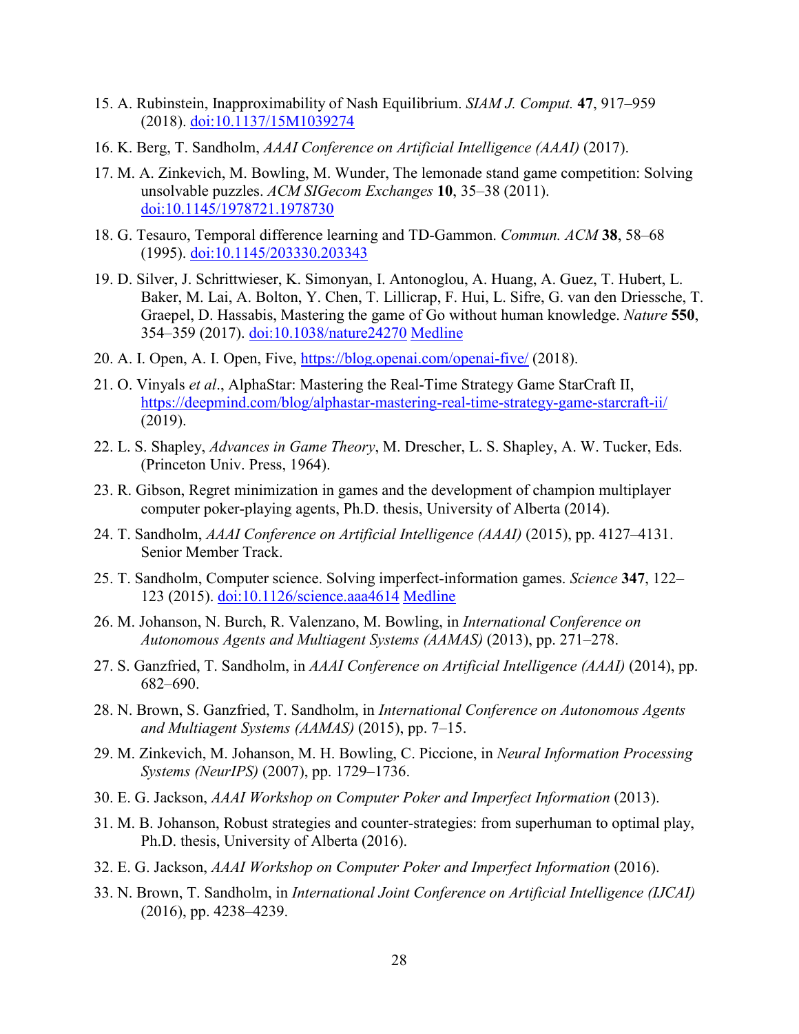15. A. Rubinstein, Inapproximability of Nash Equilibrium. *SIAM J. Comput.* **47**, 917–959 (2018). doi:10.1137/15M1039274

16. K. Berg, T. Sandholm, *AAAI Conference on Artificial Intelligence (AAAI)* (2017).

17. M. A. Zinkevich, M. Bowling, M. Wunder, The lemonade stand game competition: Solving unsolvable puzzles. *ACM SIGecom Exchanges* **10**, 35–38 (2011). doi:10.1145/1978721.1978730

18. G. Tesauro, Temporal difference learning and TD-Gammon. *Commun. ACM* **38**, 58–68 (1995). doi:10.1145/203330.203343

19. D. Silver, J. Schrittwieser, K. Simonyan, I. Antonoglou, A. Huang, A. Guez, T. Hubert, L. Baker, M. Lai, A. Bolton, Y. Chen, T. Lillicrap, F. Hui, L. Sifre, G. van den Driessche, T. Graepel, D. Hassabis, Mastering the game of Go without human knowledge. *Nature* **550**, 354–359 (2017). doi:10.1038/nature24270 Medline

20. A. I. Open, A. I. Open, Five, https://blog.openai.com/openai-five/ (2018).

21. O. Vinyals *et al*., AlphaStar: Mastering the Real-Time Strategy Game StarCraft II, https://deepmind.com/blog/alphastar-mastering-real-time-strategy-game-starcraft-ii/ (2019).

22. L. S. Shapley, *Advances in Game Theory*, M. Drescher, L. S. Shapley, A. W. Tucker, Eds. (Princeton Univ. Press, 1964).

23. R. Gibson, Regret minimization in games and the development of champion multiplayer computer poker-playing agents, Ph.D. thesis, University of Alberta (2014).

24. T. Sandholm, *AAAI Conference on Artificial Intelligence (AAAI)* (2015), pp. 4127–4131. Senior Member Track.

25. T. Sandholm, Computer science. Solving imperfect-information games. *Science* **347**, 122–123 (2015). doi:10.1126/science.aaa4614 Medline

26. M. Johanson, N. Burch, R. Valenzano, M. Bowling, in *International Conference on Autonomous Agents and Multiagent Systems (AAMAS)* (2013), pp. 271–278.

27. S. Ganzfried, T. Sandholm, in *AAAI Conference on Artificial Intelligence (AAAI)* (2014), pp. 682–690.

28. N. Brown, S. Ganzfried, T. Sandholm, in *International Conference on Autonomous Agents and Multiagent Systems (AAMAS)* (2015), pp. 7–15.

29. M. Zinkevich, M. Johanson, M. H. Bowling, C. Piccione, in *Neural Information Processing Systems (NeurIPS)* (2007), pp. 1729–1736.

30. E. G. Jackson, *AAAI Workshop on Computer Poker and Imperfect Information* (2013).

31. M. B. Johanson, Robust strategies and counter-strategies: from superhuman to optimal play, Ph.D. thesis, University of Alberta (2016).

32. E. G. Jackson, *AAAI Workshop on Computer Poker and Imperfect Information* (2016).

33. N. Brown, T. Sandholm, in *International Joint Conference on Artificial Intelligence (IJCAI)* (2016), pp. 4238–4239.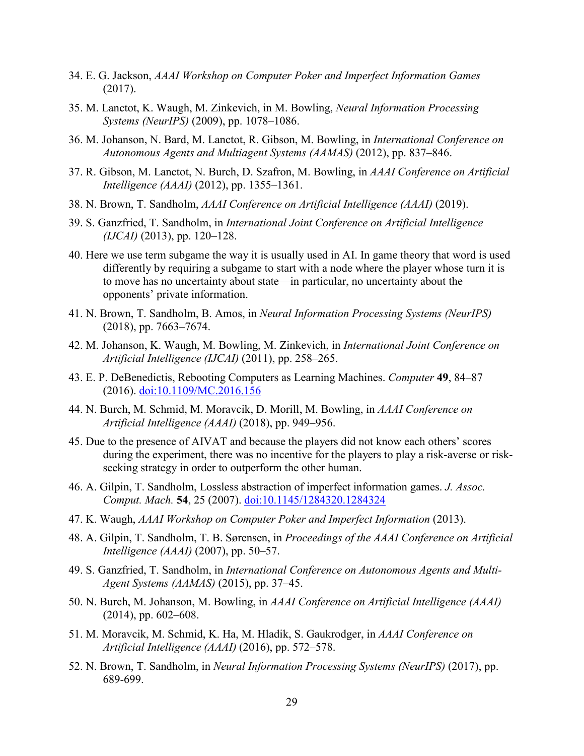34. E. G. Jackson, *AAAI Workshop on Computer Poker and Imperfect Information Games* (2017).

35. M. Lanctot, K. Waugh, M. Zinkevich, in M. Bowling, *Neural Information Processing Systems (NeurIPS)* (2009), pp. 1078–1086.

36. M. Johanson, N. Bard, M. Lanctot, R. Gibson, M. Bowling, in *International Conference on Autonomous Agents and Multiagent Systems (AAMAS)* (2012), pp. 837–846.

37. R. Gibson, M. Lanctot, N. Burch, D. Szafron, M. Bowling, in *AAAI Conference on Artificial Intelligence (AAAI)* (2012), pp. 1355–1361.

38. N. Brown, T. Sandholm, *AAAI Conference on Artificial Intelligence (AAAI)* (2019).

39. S. Ganzfried, T. Sandholm, in *International Joint Conference on Artificial Intelligence (IJCAI)* (2013), pp. 120–128.

40. Here we use term subgame the way it is usually used in AI. In game theory that word is used differently by requiring a subgame to start with a node where the player whose turn it is to move has no uncertainty about state—in particular, no uncertainty about the opponents' private information.

41. N. Brown, T. Sandholm, B. Amos, in *Neural Information Processing Systems (NeurIPS)* (2018), pp. 7663–7674.

42. M. Johanson, K. Waugh, M. Bowling, M. Zinkevich, in *International Joint Conference on Artificial Intelligence (IJCAI)* (2011), pp. 258–265.

43. E. P. DeBenedictis, Rebooting Computers as Learning Machines. *Computer* **49**, 84–87 (2016). doi:10.1109/MC.2016.156

44. N. Burch, M. Schmid, M. Moravcik, D. Morill, M. Bowling, in *AAAI Conference on Artificial Intelligence (AAAI)* (2018), pp. 949–956.

45. Due to the presence of AIVAT and because the players did not know each others' scores during the experiment, there was no incentive for the players to play a risk-averse or risk-seeking strategy in order to outperform the other human.

46. A. Gilpin, T. Sandholm, Lossless abstraction of imperfect information games. *J. Assoc. Comput. Mach.* **54**, 25 (2007). doi:10.1145/1284320.1284324

47. K. Waugh, *AAAI Workshop on Computer Poker and Imperfect Information* (2013).

48. A. Gilpin, T. Sandholm, T. B. Sørensen, in *Proceedings of the AAAI Conference on Artificial Intelligence (AAAI)* (2007), pp. 50–57.

49. S. Ganzfried, T. Sandholm, in *International Conference on Autonomous Agents and Multi-Agent Systems (AAMAS)* (2015), pp. 37–45.

50. N. Burch, M. Johanson, M. Bowling, in *AAAI Conference on Artificial Intelligence (AAAI)* (2014), pp. 602–608.

51. M. Moravcik, M. Schmid, K. Ha, M. Hladik, S. Gaukrodger, in *AAAI Conference on Artificial Intelligence (AAAI)* (2016), pp. 572–578.

52. N. Brown, T. Sandholm, in *Neural Information Processing Systems (NeurIPS)* (2017), pp. 689-699.